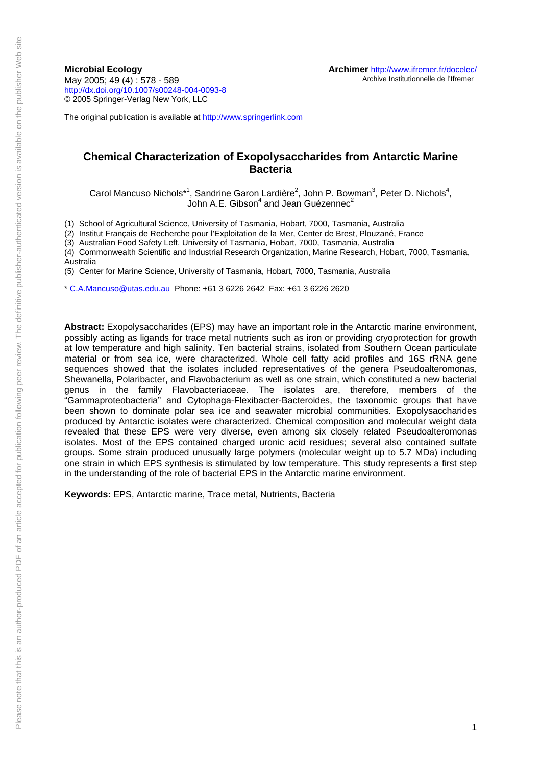**Microbial Ecology**
May 2005; 49 (4) : 578 - 589
http://dx.doi.org/10.1007/s00248-004-0093-8
© 2005 Springer-Verlag New York, LLC

**Archimer** http://www.ifremer.fr/docelec/
Archive Institutionnelle de l'Ifremer

The original publication is available at http://www.springerlink.com

# Chemical Characterization of Exopolysaccharides from Antarctic Marine Bacteria

Carol Mancuso Nichols*[1], Sandrine Garon Lardière[2], John P. Bowman[3], Peter D. Nichols[4], John A.E. Gibson[4] and Jean Guézennec[2]

(1) School of Agricultural Science, University of Tasmania, Hobart, 7000, Tasmania, Australia
(2) Institut Français de Recherche pour l'Exploitation de la Mer, Center de Brest, Plouzané, France
(3) Australian Food Safety Left, University of Tasmania, Hobart, 7000, Tasmania, Australia
(4) Commonwealth Scientific and Industrial Research Organization, Marine Research, Hobart, 7000, Tasmania, Australia
(5) Center for Marine Science, University of Tasmania, Hobart, 7000, Tasmania, Australia

\* C.A.Mancuso@utas.edu.au Phone: +61 3 6226 2642 Fax: +61 3 6226 2620

**Abstract:** Exopolysaccharides (EPS) may have an important role in the Antarctic marine environment, possibly acting as ligands for trace metal nutrients such as iron or providing cryoprotection for growth at low temperature and high salinity. Ten bacterial strains, isolated from Southern Ocean particulate material or from sea ice, were characterized. Whole cell fatty acid profiles and 16S rRNA gene sequences showed that the isolates included representatives of the genera Pseudoalteromonas, Shewanella, Polaribacter, and Flavobacterium as well as one strain, which constituted a new bacterial genus in the family Flavobacteriaceae. The isolates are, therefore, members of the "Gammaproteobacteria" and Cytophaga-Flexibacter-Bacteroides, the taxonomic groups that have been shown to dominate polar sea ice and seawater microbial communities. Exopolysaccharides produced by Antarctic isolates were characterized. Chemical composition and molecular weight data revealed that these EPS were very diverse, even among six closely related Pseudoalteromonas isolates. Most of the EPS contained charged uronic acid residues; several also contained sulfate groups. Some strain produced unusually large polymers (molecular weight up to 5.7 MDa) including one strain in which EPS synthesis is stimulated by low temperature. This study represents a first step in the understanding of the role of bacterial EPS in the Antarctic marine environment.

**Keywords:** EPS, Antarctic marine, Trace metal, Nutrients, Bacteria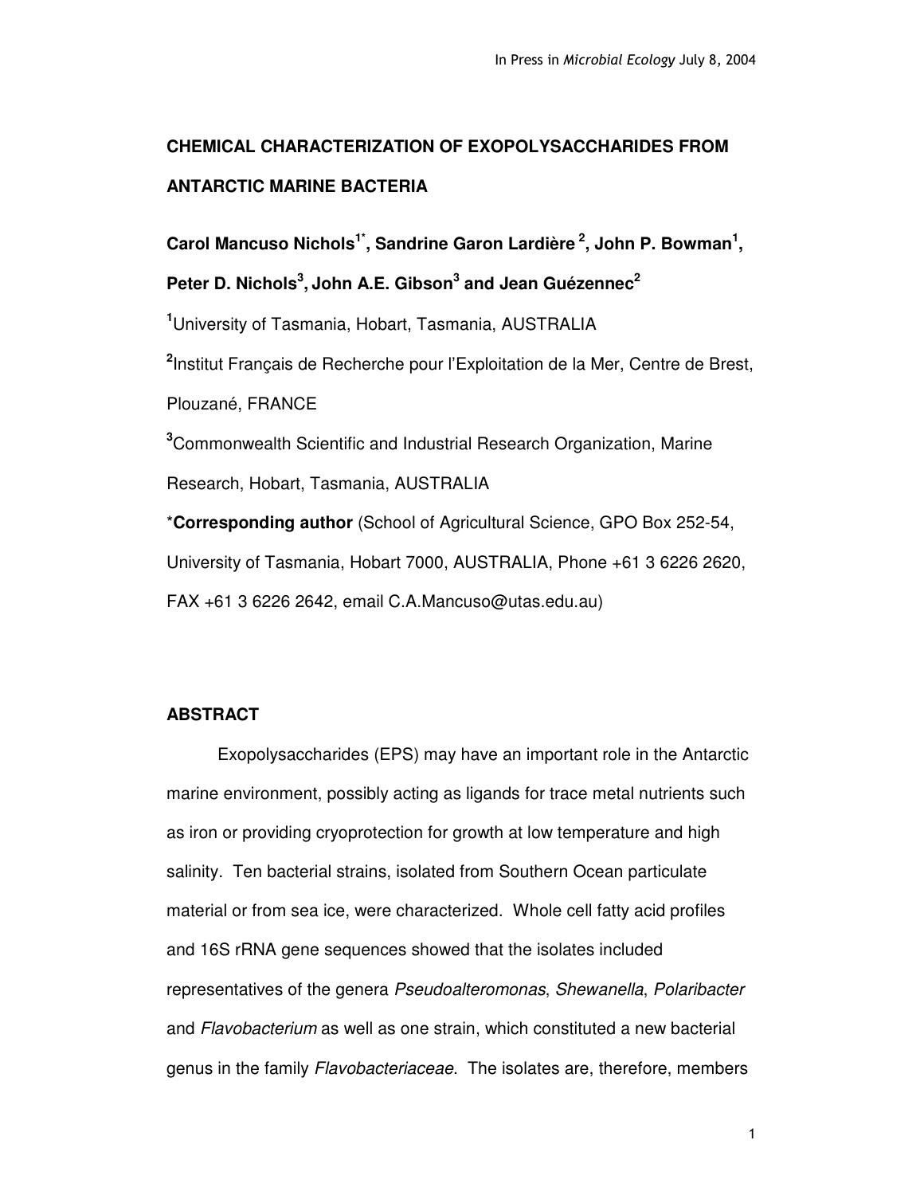# CHEMICAL CHARACTERIZATION OF EXOPOLYSACCHARIDES FROM ANTARCTIC MARINE BACTERIA

**Carol Mancuso Nichols[1*], Sandrine Garon Lardière [2], John P. Bowman[1], Peter D. Nichols[3], John A.E. Gibson[3] and Jean Guézennec[2]**

[1]University of Tasmania, Hobart, Tasmania, AUSTRALIA

[2]Institut Français de Recherche pour l'Exploitation de la Mer, Centre de Brest, Plouzané, FRANCE

[3]Commonwealth Scientific and Industrial Research Organization, Marine Research, Hobart, Tasmania, AUSTRALIA

*__Corresponding author__ (School of Agricultural Science, GPO Box 252-54, University of Tasmania, Hobart 7000, AUSTRALIA, Phone +61 3 6226 2620, FAX +61 3 6226 2642, email C.A.Mancuso@utas.edu.au)

## ABSTRACT

Exopolysaccharides (EPS) may have an important role in the Antarctic marine environment, possibly acting as ligands for trace metal nutrients such as iron or providing cryoprotection for growth at low temperature and high salinity. Ten bacterial strains, isolated from Southern Ocean particulate material or from sea ice, were characterized. Whole cell fatty acid profiles and 16S rRNA gene sequences showed that the isolates included representatives of the genera *Pseudoalteromonas*, *Shewanella*, *Polaribacter* and *Flavobacterium* as well as one strain, which constituted a new bacterial genus in the family *Flavobacteriaceae*. The isolates are, therefore, members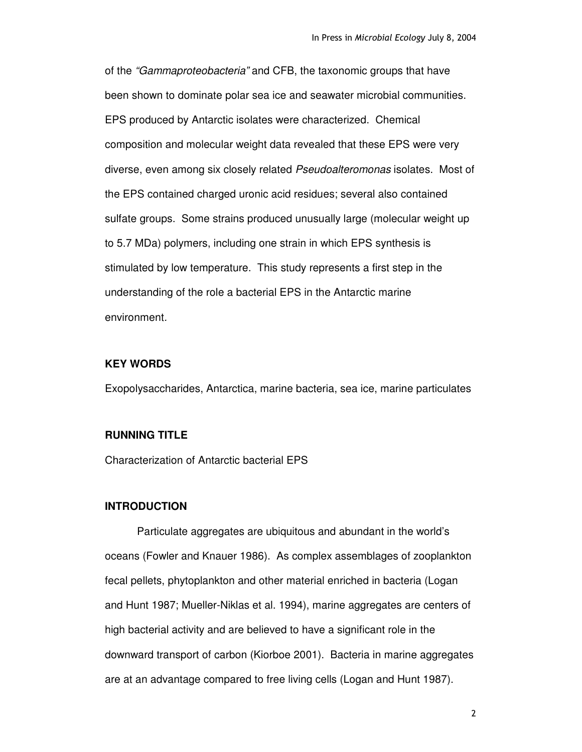of the *"Gammaproteobacteria"* and CFB, the taxonomic groups that have been shown to dominate polar sea ice and seawater microbial communities. EPS produced by Antarctic isolates were characterized. Chemical composition and molecular weight data revealed that these EPS were very diverse, even among six closely related *Pseudoalteromonas* isolates. Most of the EPS contained charged uronic acid residues; several also contained sulfate groups. Some strains produced unusually large (molecular weight up to 5.7 MDa) polymers, including one strain in which EPS synthesis is stimulated by low temperature. This study represents a first step in the understanding of the role a bacterial EPS in the Antarctic marine environment.

**KEY WORDS**

Exopolysaccharides, Antarctica, marine bacteria, sea ice, marine particulates

**RUNNING TITLE**

Characterization of Antarctic bacterial EPS

**INTRODUCTION**

Particulate aggregates are ubiquitous and abundant in the world's oceans (Fowler and Knauer 1986). As complex assemblages of zooplankton fecal pellets, phytoplankton and other material enriched in bacteria (Logan and Hunt 1987; Mueller-Niklas et al. 1994), marine aggregates are centers of high bacterial activity and are believed to have a significant role in the downward transport of carbon (Kiorboe 2001). Bacteria in marine aggregates are at an advantage compared to free living cells (Logan and Hunt 1987).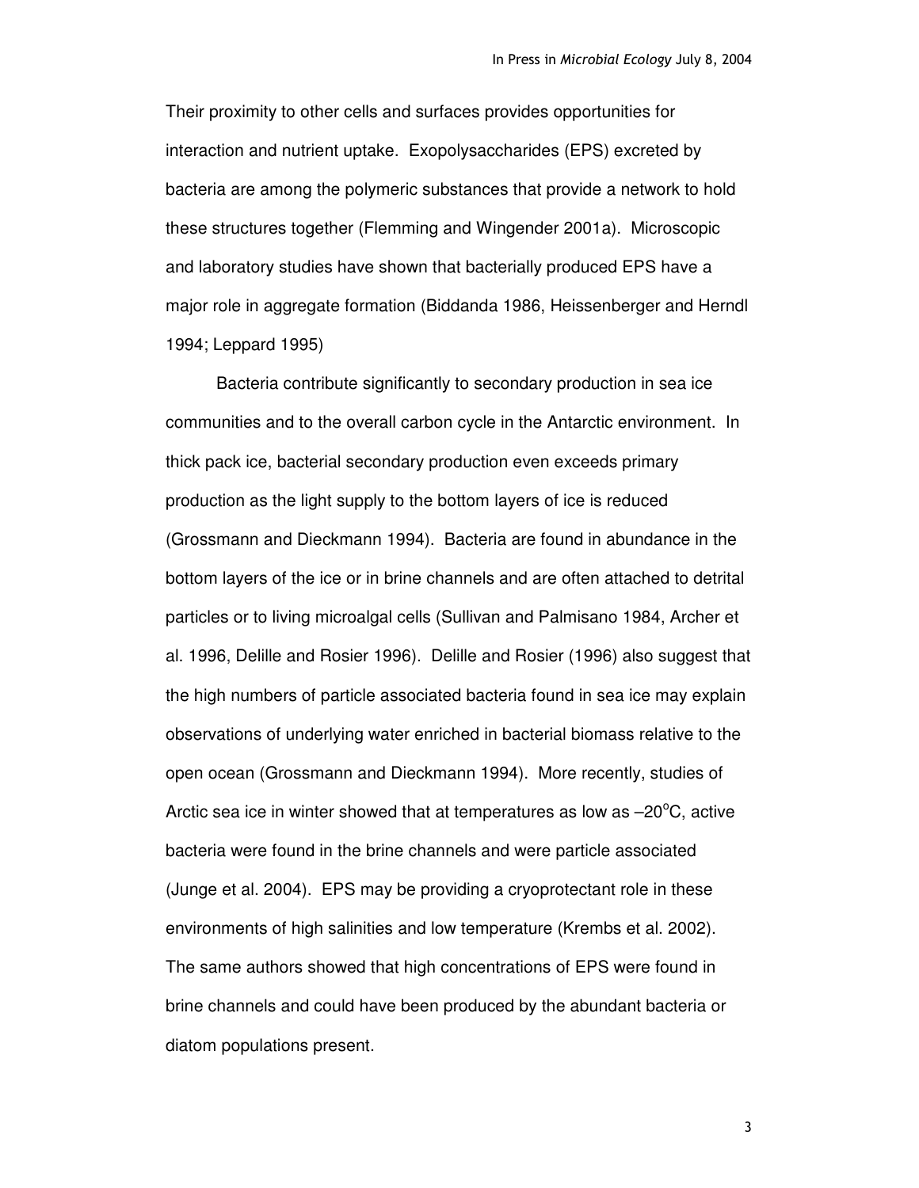Their proximity to other cells and surfaces provides opportunities for interaction and nutrient uptake. Exopolysaccharides (EPS) excreted by bacteria are among the polymeric substances that provide a network to hold these structures together (Flemming and Wingender 2001a). Microscopic and laboratory studies have shown that bacterially produced EPS have a major role in aggregate formation (Biddanda 1986, Heissenberger and Herndl 1994; Leppard 1995)

Bacteria contribute significantly to secondary production in sea ice communities and to the overall carbon cycle in the Antarctic environment. In thick pack ice, bacterial secondary production even exceeds primary production as the light supply to the bottom layers of ice is reduced (Grossmann and Dieckmann 1994). Bacteria are found in abundance in the bottom layers of the ice or in brine channels and are often attached to detrital particles or to living microalgal cells (Sullivan and Palmisano 1984, Archer et al. 1996, Delille and Rosier 1996). Delille and Rosier (1996) also suggest that the high numbers of particle associated bacteria found in sea ice may explain observations of underlying water enriched in bacterial biomass relative to the open ocean (Grossmann and Dieckmann 1994). More recently, studies of Arctic sea ice in winter showed that at temperatures as low as $-20^{o}$C, active bacteria were found in the brine channels and were particle associated (Junge et al. 2004). EPS may be providing a cryoprotectant role in these environments of high salinities and low temperature (Krembs et al. 2002). The same authors showed that high concentrations of EPS were found in brine channels and could have been produced by the abundant bacteria or diatom populations present.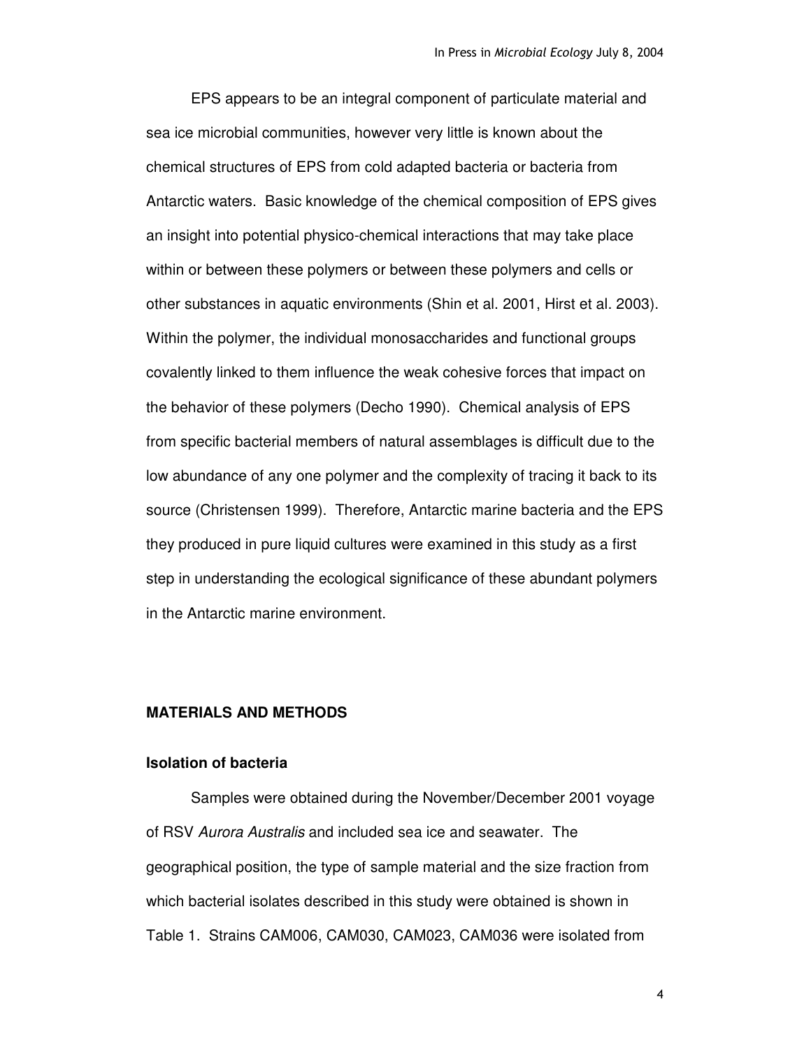EPS appears to be an integral component of particulate material and sea ice microbial communities, however very little is known about the chemical structures of EPS from cold adapted bacteria or bacteria from Antarctic waters. Basic knowledge of the chemical composition of EPS gives an insight into potential physico-chemical interactions that may take place within or between these polymers or between these polymers and cells or other substances in aquatic environments (Shin et al. 2001, Hirst et al. 2003). Within the polymer, the individual monosaccharides and functional groups covalently linked to them influence the weak cohesive forces that impact on the behavior of these polymers (Decho 1990). Chemical analysis of EPS from specific bacterial members of natural assemblages is difficult due to the low abundance of any one polymer and the complexity of tracing it back to its source (Christensen 1999). Therefore, Antarctic marine bacteria and the EPS they produced in pure liquid cultures were examined in this study as a first step in understanding the ecological significance of these abundant polymers in the Antarctic marine environment.

## MATERIALS AND METHODS

### Isolation of bacteria

Samples were obtained during the November/December 2001 voyage of RSV *Aurora Australis* and included sea ice and seawater. The geographical position, the type of sample material and the size fraction from which bacterial isolates described in this study were obtained is shown in Table 1. Strains CAM006, CAM030, CAM023, CAM036 were isolated from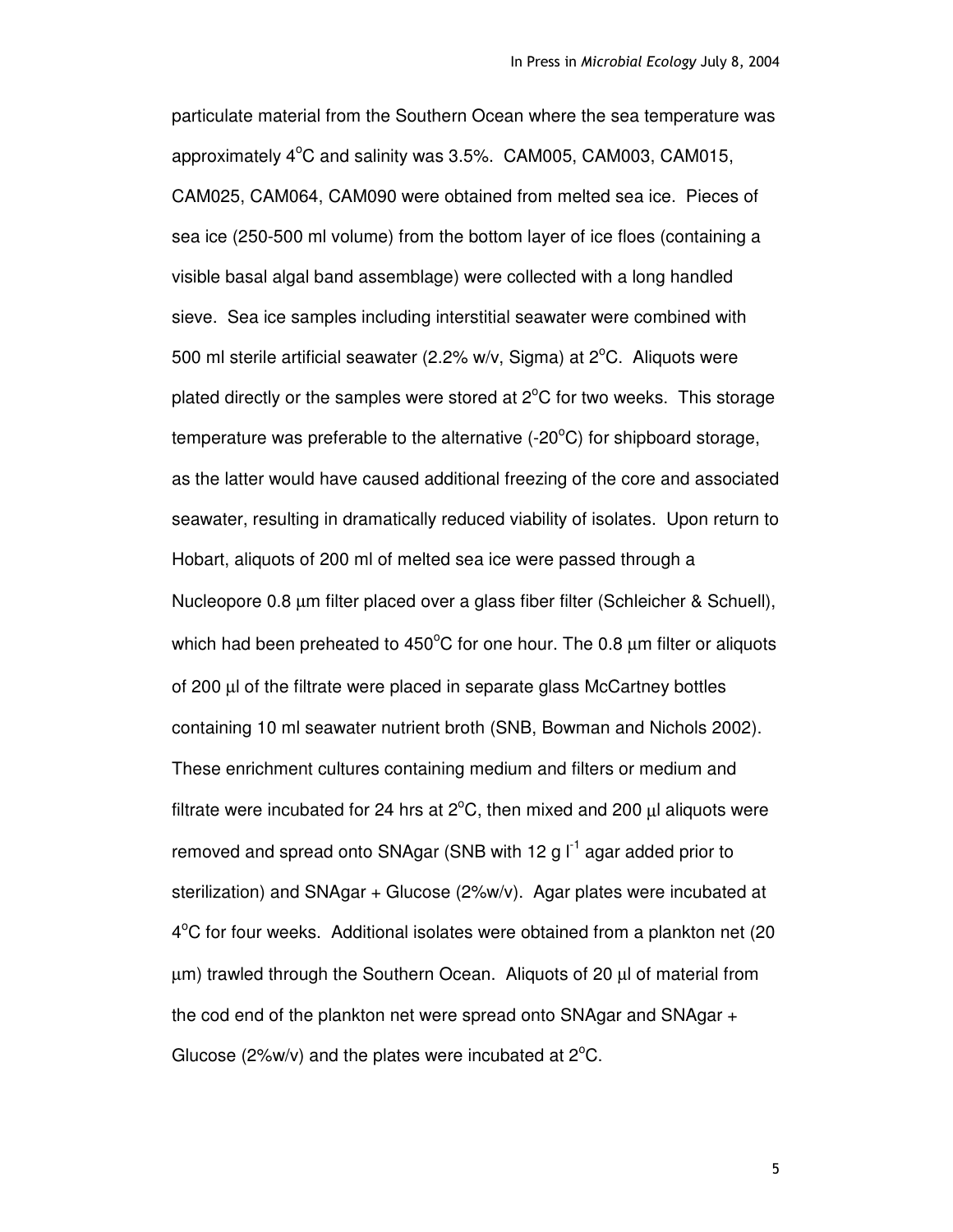particulate material from the Southern Ocean where the sea temperature was approximately 4$^{o}$C and salinity was 3.5%. CAM005, CAM003, CAM015, CAM025, CAM064, CAM090 were obtained from melted sea ice. Pieces of sea ice (250-500 ml volume) from the bottom layer of ice floes (containing a visible basal algal band assemblage) were collected with a long handled sieve. Sea ice samples including interstitial seawater were combined with 500 ml sterile artificial seawater (2.2% w/v, Sigma) at 2$^{o}$C. Aliquots were plated directly or the samples were stored at 2$^{o}$C for two weeks. This storage temperature was preferable to the alternative (-20$^{o}$C) for shipboard storage, as the latter would have caused additional freezing of the core and associated seawater, resulting in dramatically reduced viability of isolates. Upon return to Hobart, aliquots of 200 ml of melted sea ice were passed through a Nucleopore 0.8 µm filter placed over a glass fiber filter (Schleicher & Schuell), which had been preheated to 450$^{o}$C for one hour. The 0.8 µm filter or aliquots of 200 µl of the filtrate were placed in separate glass McCartney bottles containing 10 ml seawater nutrient broth (SNB, Bowman and Nichols 2002). These enrichment cultures containing medium and filters or medium and filtrate were incubated for 24 hrs at 2$^{o}$C, then mixed and 200 µl aliquots were removed and spread onto SNAgar (SNB with 12 g l$^{-1}$ agar added prior to sterilization) and SNAgar + Glucose (2%w/v). Agar plates were incubated at 4$^{o}$C for four weeks. Additional isolates were obtained from a plankton net (20 µm) trawled through the Southern Ocean. Aliquots of 20 µl of material from the cod end of the plankton net were spread onto SNAgar and SNAgar + Glucose (2%w/v) and the plates were incubated at 2$^{o}$C.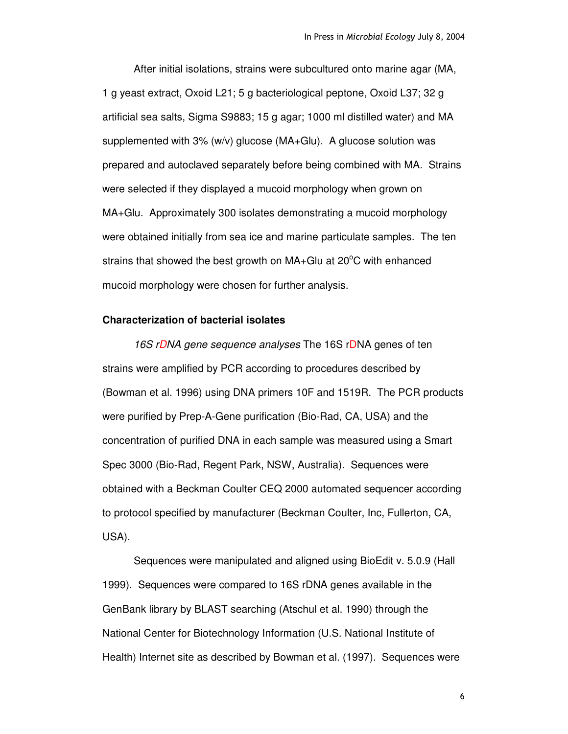After initial isolations, strains were subcultured onto marine agar (MA, 1 g yeast extract, Oxoid L21; 5 g bacteriological peptone, Oxoid L37; 32 g artificial sea salts, Sigma S9883; 15 g agar; 1000 ml distilled water) and MA supplemented with 3% (w/v) glucose (MA+Glu). A glucose solution was prepared and autoclaved separately before being combined with MA. Strains were selected if they displayed a mucoid morphology when grown on MA+Glu. Approximately 300 isolates demonstrating a mucoid morphology were obtained initially from sea ice and marine particulate samples. The ten strains that showed the best growth on MA+Glu at 20$^o$C with enhanced mucoid morphology were chosen for further analysis.

**Characterization of bacterial isolates**

*16S rDNA gene sequence analyses* The 16S rDNA genes of ten strains were amplified by PCR according to procedures described by (Bowman et al. 1996) using DNA primers 10F and 1519R. The PCR products were purified by Prep-A-Gene purification (Bio-Rad, CA, USA) and the concentration of purified DNA in each sample was measured using a Smart Spec 3000 (Bio-Rad, Regent Park, NSW, Australia). Sequences were obtained with a Beckman Coulter CEQ 2000 automated sequencer according to protocol specified by manufacturer (Beckman Coulter, Inc, Fullerton, CA, USA).

Sequences were manipulated and aligned using BioEdit v. 5.0.9 (Hall 1999). Sequences were compared to 16S rDNA genes available in the GenBank library by BLAST searching (Atschul et al. 1990) through the National Center for Biotechnology Information (U.S. National Institute of Health) Internet site as described by Bowman et al. (1997). Sequences were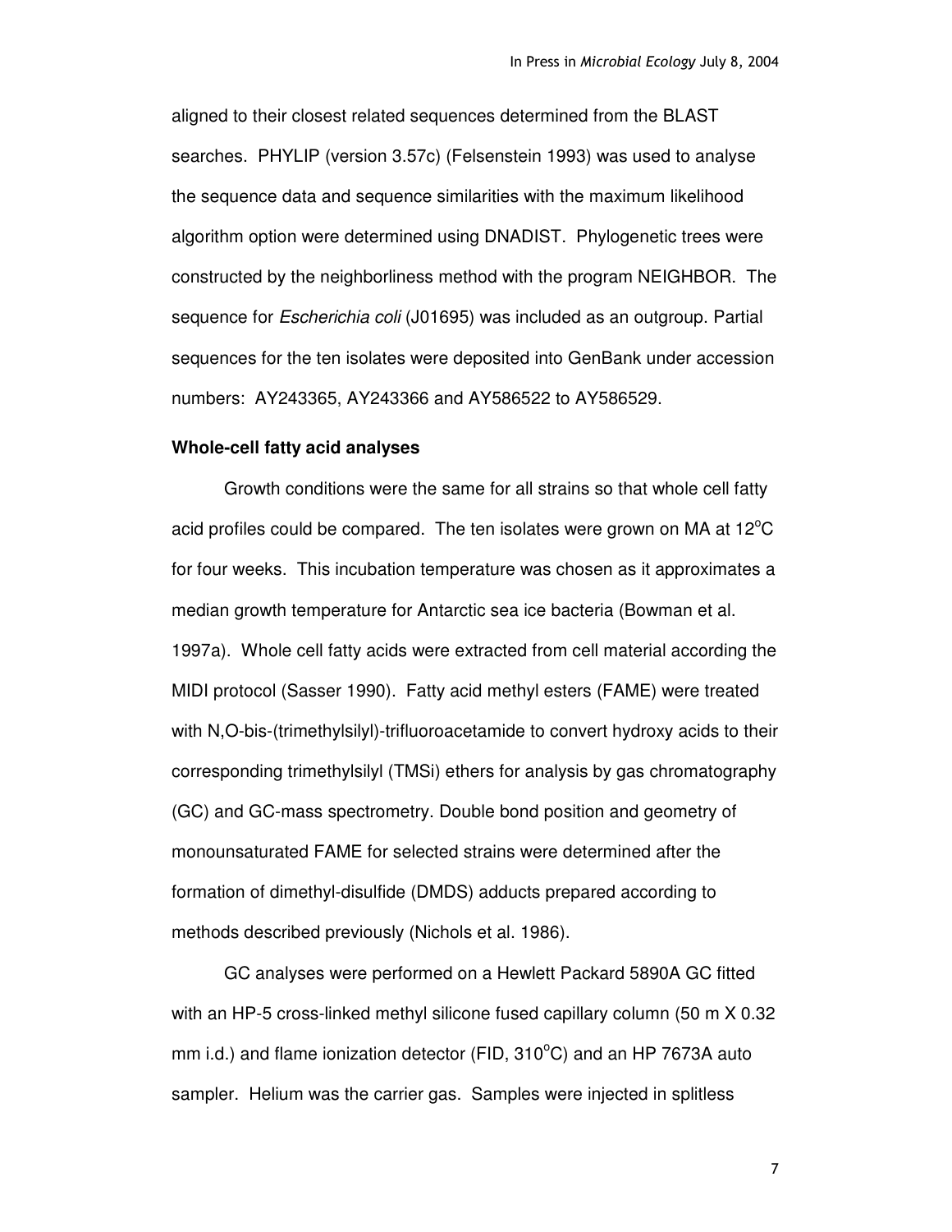aligned to their closest related sequences determined from the BLAST searches. PHYLIP (version 3.57c) (Felsenstein 1993) was used to analyse the sequence data and sequence similarities with the maximum likelihood algorithm option were determined using DNADIST. Phylogenetic trees were constructed by the neighborliness method with the program NEIGHBOR. The sequence for *Escherichia coli* (J01695) was included as an outgroup. Partial sequences for the ten isolates were deposited into GenBank under accession numbers: AY243365, AY243366 and AY586522 to AY586529.

**Whole-cell fatty acid analyses**

Growth conditions were the same for all strains so that whole cell fatty acid profiles could be compared. The ten isolates were grown on MA at 12$^{o}$C for four weeks. This incubation temperature was chosen as it approximates a median growth temperature for Antarctic sea ice bacteria (Bowman et al. 1997a). Whole cell fatty acids were extracted from cell material according the MIDI protocol (Sasser 1990). Fatty acid methyl esters (FAME) were treated with N,O-bis-(trimethylsilyl)-trifluoroacetamide to convert hydroxy acids to their corresponding trimethylsilyl (TMSi) ethers for analysis by gas chromatography (GC) and GC-mass spectrometry. Double bond position and geometry of monounsaturated FAME for selected strains were determined after the formation of dimethyl-disulfide (DMDS) adducts prepared according to methods described previously (Nichols et al. 1986).

GC analyses were performed on a Hewlett Packard 5890A GC fitted with an HP-5 cross-linked methyl silicone fused capillary column (50 m X 0.32 mm i.d.) and flame ionization detector (FID, 310$^{o}$C) and an HP 7673A auto sampler. Helium was the carrier gas. Samples were injected in splitless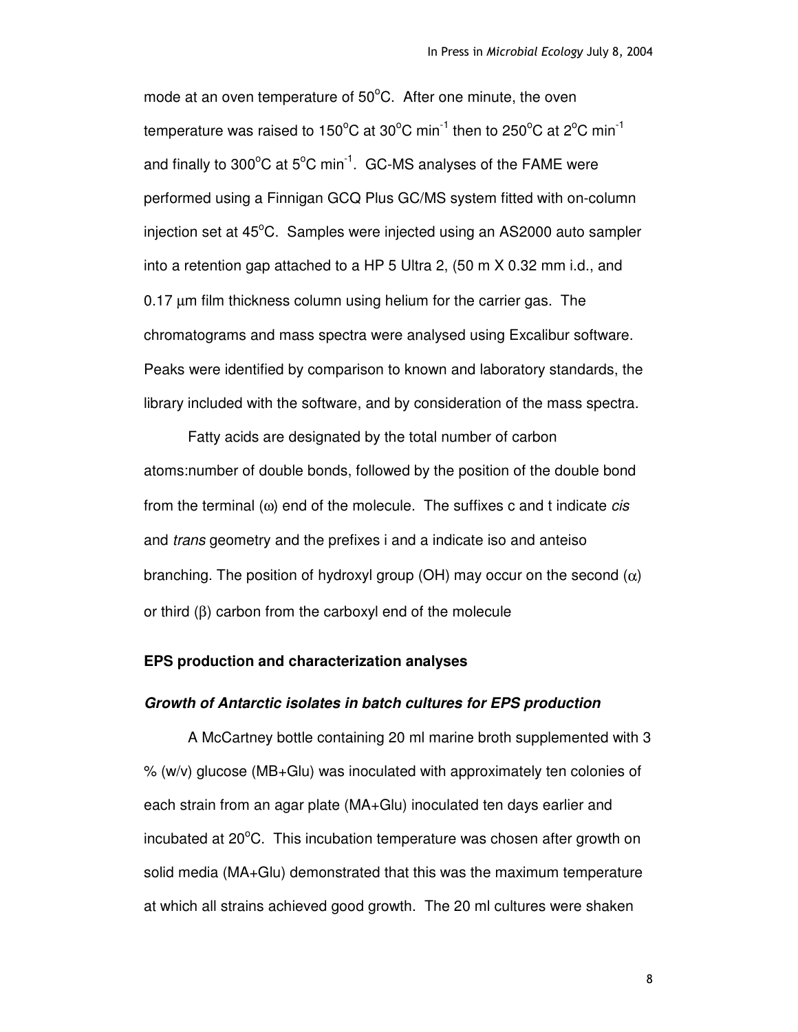mode at an oven temperature of 50°C. After one minute, the oven temperature was raised to 150°C at 30°C min$^{-1}$ then to 250°C at 2°C min$^{-1}$ and finally to 300°C at 5°C min$^{-1}$. GC-MS analyses of the FAME were performed using a Finnigan GCQ Plus GC/MS system fitted with on-column injection set at 45°C. Samples were injected using an AS2000 auto sampler into a retention gap attached to a HP 5 Ultra 2, (50 m X 0.32 mm i.d., and 0.17 µm film thickness column using helium for the carrier gas. The chromatograms and mass spectra were analysed using Excalibur software. Peaks were identified by comparison to known and laboratory standards, the library included with the software, and by consideration of the mass spectra.

Fatty acids are designated by the total number of carbon atoms:number of double bonds, followed by the position of the double bond from the terminal (ω) end of the molecule. The suffixes c and t indicate *cis* and *trans* geometry and the prefixes i and a indicate iso and anteiso branching. The position of hydroxyl group (OH) may occur on the second (α) or third (β) carbon from the carboxyl end of the molecule

## EPS production and characterization analyses

### *Growth of Antarctic isolates in batch cultures for EPS production*

A McCartney bottle containing 20 ml marine broth supplemented with 3 % (w/v) glucose (MB+Glu) was inoculated with approximately ten colonies of each strain from an agar plate (MA+Glu) inoculated ten days earlier and incubated at 20°C. This incubation temperature was chosen after growth on solid media (MA+Glu) demonstrated that this was the maximum temperature at which all strains achieved good growth. The 20 ml cultures were shaken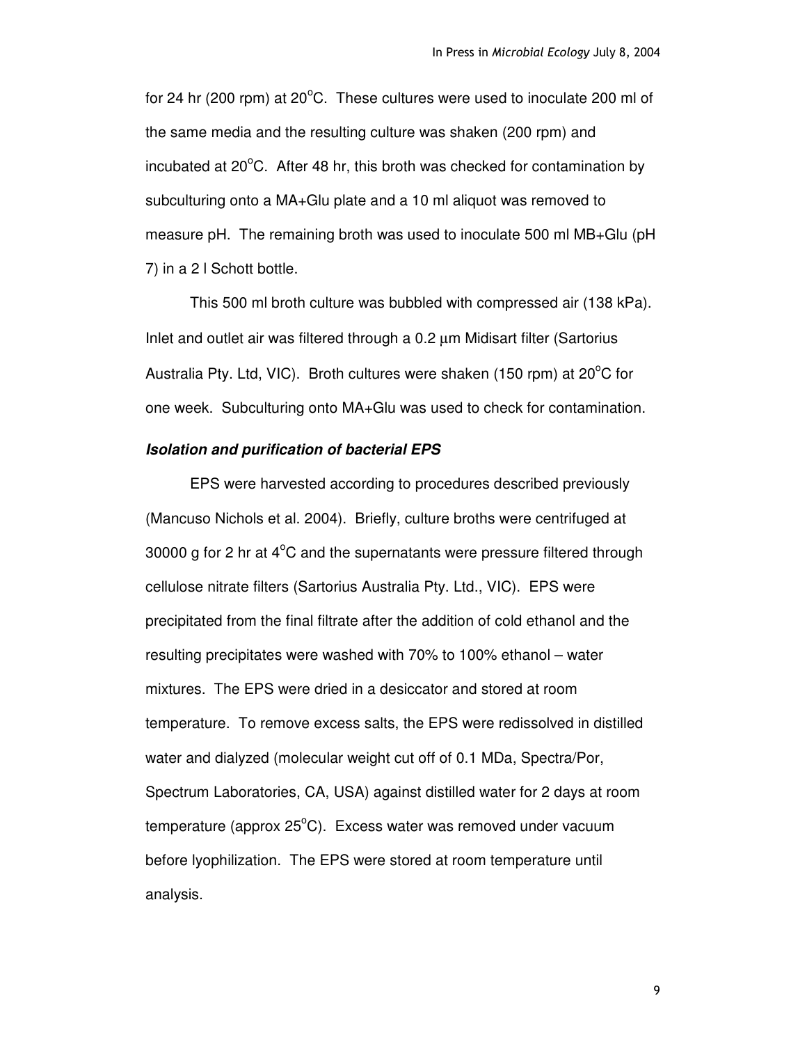for 24 hr (200 rpm) at 20°C. These cultures were used to inoculate 200 ml of the same media and the resulting culture was shaken (200 rpm) and incubated at 20°C. After 48 hr, this broth was checked for contamination by subculturing onto a MA+Glu plate and a 10 ml aliquot was removed to measure pH. The remaining broth was used to inoculate 500 ml MB+Glu (pH 7) in a 2 l Schott bottle.

This 500 ml broth culture was bubbled with compressed air (138 kPa). Inlet and outlet air was filtered through a 0.2 µm Midisart filter (Sartorius Australia Pty. Ltd, VIC). Broth cultures were shaken (150 rpm) at 20°C for one week. Subculturing onto MA+Glu was used to check for contamination.

### *Isolation and purification of bacterial EPS*

EPS were harvested according to procedures described previously (Mancuso Nichols et al. 2004). Briefly, culture broths were centrifuged at 30000 g for 2 hr at 4°C and the supernatants were pressure filtered through cellulose nitrate filters (Sartorius Australia Pty. Ltd., VIC). EPS were precipitated from the final filtrate after the addition of cold ethanol and the resulting precipitates were washed with 70% to 100% ethanol – water mixtures. The EPS were dried in a desiccator and stored at room temperature. To remove excess salts, the EPS were redissolved in distilled water and dialyzed (molecular weight cut off of 0.1 MDa, Spectra/Por, Spectrum Laboratories, CA, USA) against distilled water for 2 days at room temperature (approx 25°C). Excess water was removed under vacuum before lyophilization. The EPS were stored at room temperature until analysis.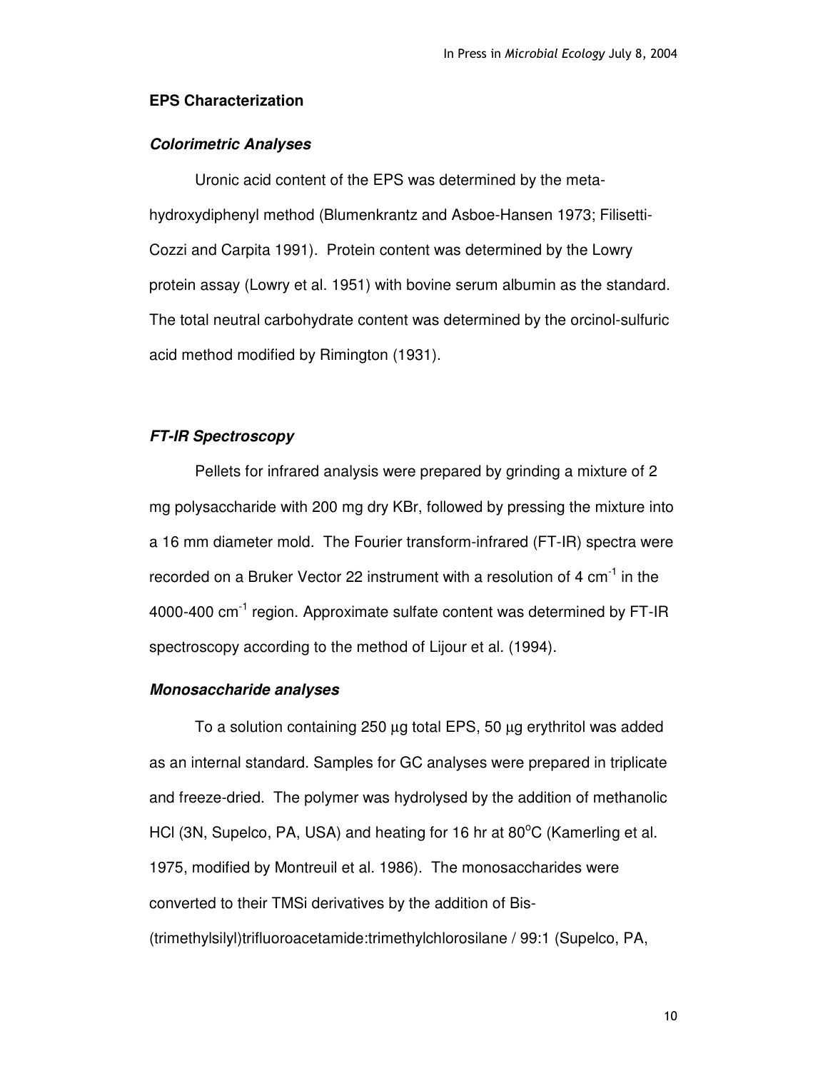## EPS Characterization

### *Colorimetric Analyses*

Uronic acid content of the EPS was determined by the meta-hydroxydiphenyl method (Blumenkrantz and Asboe-Hansen 1973; Filisetti-Cozzi and Carpita 1991). Protein content was determined by the Lowry protein assay (Lowry et al. 1951) with bovine serum albumin as the standard. The total neutral carbohydrate content was determined by the orcinol-sulfuric acid method modified by Rimington (1931).

### *FT-IR Spectroscopy*

Pellets for infrared analysis were prepared by grinding a mixture of 2 mg polysaccharide with 200 mg dry KBr, followed by pressing the mixture into a 16 mm diameter mold. The Fourier transform-infrared (FT-IR) spectra were recorded on a Bruker Vector 22 instrument with a resolution of 4 $cm^{-1}$ in the 4000-400 $cm^{-1}$ region. Approximate sulfate content was determined by FT-IR spectroscopy according to the method of Lijour et al. (1994).

### *Monosaccharide analyses*

To a solution containing 250 µg total EPS, 50 µg erythritol was added as an internal standard. Samples for GC analyses were prepared in triplicate and freeze-dried. The polymer was hydrolysed by the addition of methanolic HCl (3N, Supelco, PA, USA) and heating for 16 hr at 80°C (Kamerling et al. 1975, modified by Montreuil et al. 1986). The monosaccharides were converted to their TMSi derivatives by the addition of Bis-(trimethylsilyl)trifluoroacetamide:trimethylchlorosilane / 99:1 (Supelco, PA,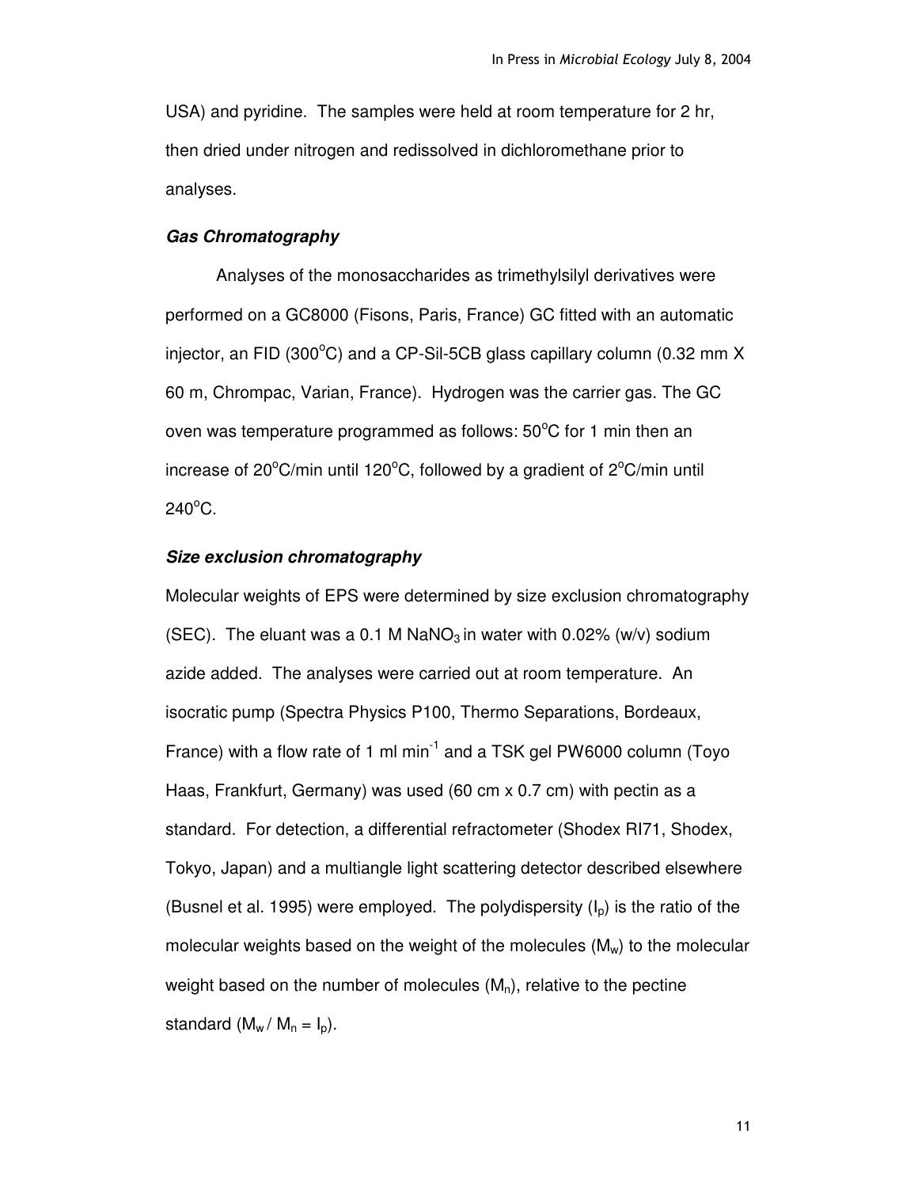USA) and pyridine. The samples were held at room temperature for 2 hr, then dried under nitrogen and redissolved in dichloromethane prior to analyses.

### ***Gas Chromatography***

Analyses of the monosaccharides as trimethylsilyl derivatives were performed on a GC8000 (Fisons, Paris, France) GC fitted with an automatic injector, an FID (300$^{o}$C) and a CP-Sil-5CB glass capillary column (0.32 mm X 60 m, Chrompac, Varian, France). Hydrogen was the carrier gas. The GC oven was temperature programmed as follows: 50$^{o}$C for 1 min then an increase of 20$^{o}$C/min until 120$^{o}$C, followed by a gradient of 2$^{o}$C/min until 240$^{o}$C.

### ***Size exclusion chromatography***

Molecular weights of EPS were determined by size exclusion chromatography (SEC). The eluant was a 0.1 M $NaNO_3$ in water with 0.02% (w/v) sodium azide added. The analyses were carried out at room temperature. An isocratic pump (Spectra Physics P100, Thermo Separations, Bordeaux, France) with a flow rate of 1 ml min$^{-1}$ and a TSK gel PW6000 column (Toyo Haas, Frankfurt, Germany) was used (60 cm x 0.7 cm) with pectin as a standard. For detection, a differential refractometer (Shodex RI71, Shodex, Tokyo, Japan) and a multiangle light scattering detector described elsewhere (Busnel et al. 1995) were employed. The polydispersity ($I_p$) is the ratio of the molecular weights based on the weight of the molecules ($M_w$) to the molecular weight based on the number of molecules ($M_n$), relative to the pectine standard ($M_w$ / $M_n$ = $I_p$).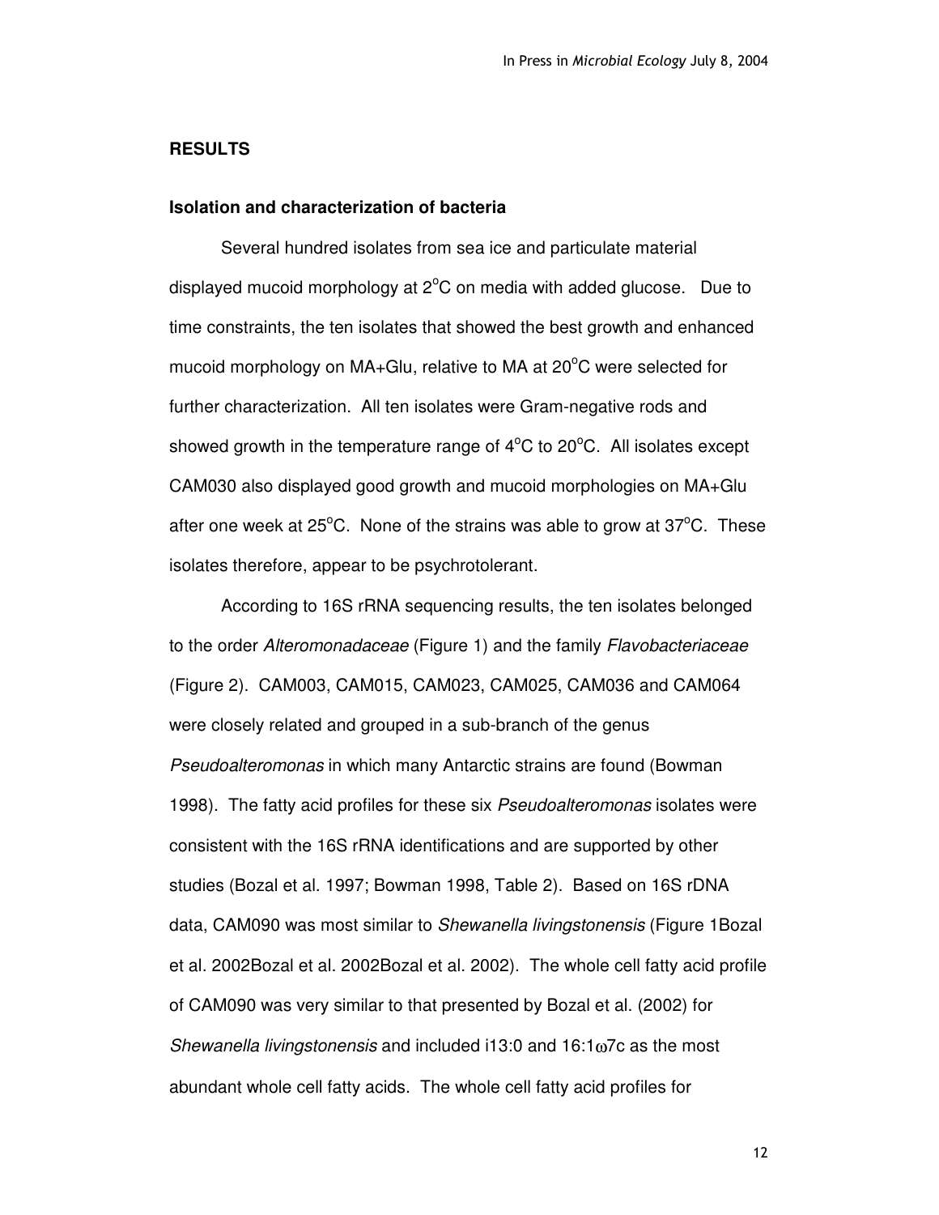## RESULTS

### Isolation and characterization of bacteria

Several hundred isolates from sea ice and particulate material displayed mucoid morphology at 2$^{o}$C on media with added glucose. Due to time constraints, the ten isolates that showed the best growth and enhanced mucoid morphology on MA+Glu, relative to MA at 20$^{o}$C were selected for further characterization. All ten isolates were Gram-negative rods and showed growth in the temperature range of 4$^{o}$C to 20$^{o}$C. All isolates except CAM030 also displayed good growth and mucoid morphologies on MA+Glu after one week at 25$^{o}$C. None of the strains was able to grow at 37$^{o}$C. These isolates therefore, appear to be psychrotolerant.

According to 16S rRNA sequencing results, the ten isolates belonged to the order *Alteromonadaceae* (Figure 1) and the family *Flavobacteriaceae* (Figure 2). CAM003, CAM015, CAM023, CAM025, CAM036 and CAM064 were closely related and grouped in a sub-branch of the genus *Pseudoalteromonas* in which many Antarctic strains are found (Bowman 1998). The fatty acid profiles for these six *Pseudoalteromonas* isolates were consistent with the 16S rRNA identifications and are supported by other studies (Bozal et al. 1997; Bowman 1998, Table 2). Based on 16S rDNA data, CAM090 was most similar to *Shewanella livingstonensis* (Figure 1Bozal et al. 2002Bozal et al. 2002Bozal et al. 2002). The whole cell fatty acid profile of CAM090 was very similar to that presented by Bozal et al. (2002) for *Shewanella livingstonensis* and included i13:0 and 16:1$\omega$7c as the most abundant whole cell fatty acids. The whole cell fatty acid profiles for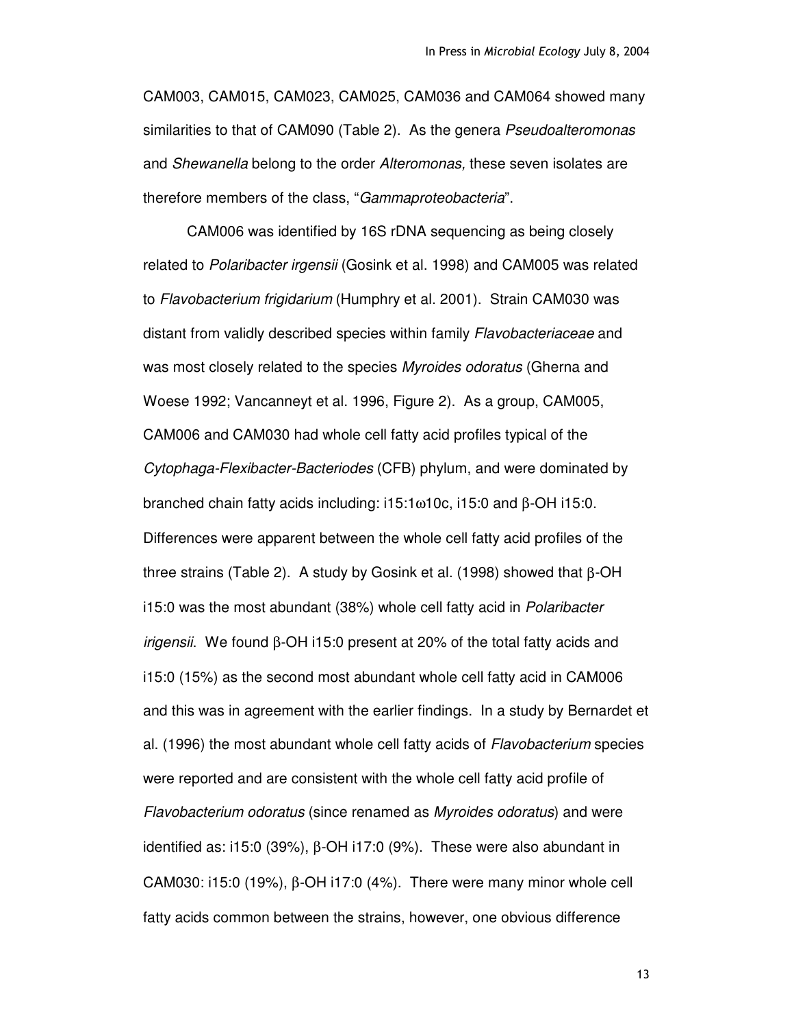CAM003, CAM015, CAM023, CAM025, CAM036 and CAM064 showed many similarities to that of CAM090 (Table 2). As the genera *Pseudoalteromonas* and *Shewanella* belong to the order *Alteromonas,* these seven isolates are therefore members of the class, "*Gammaproteobacteria*".

CAM006 was identified by 16S rDNA sequencing as being closely related to *Polaribacter irgensii* (Gosink et al. 1998) and CAM005 was related to *Flavobacterium frigidarium* (Humphry et al. 2001). Strain CAM030 was distant from validly described species within family *Flavobacteriaceae* and was most closely related to the species *Myroides odoratus* (Gherna and Woese 1992; Vancanneyt et al. 1996, Figure 2). As a group, CAM005, CAM006 and CAM030 had whole cell fatty acid profiles typical of the *Cytophaga-Flexibacter-Bacteriodes* (CFB) phylum, and were dominated by branched chain fatty acids including: i15:1ω10c, i15:0 and β-OH i15:0. Differences were apparent between the whole cell fatty acid profiles of the three strains (Table 2). A study by Gosink et al. (1998) showed that β-OH i15:0 was the most abundant (38%) whole cell fatty acid in *Polaribacter irigensii*. We found β-OH i15:0 present at 20% of the total fatty acids and i15:0 (15%) as the second most abundant whole cell fatty acid in CAM006 and this was in agreement with the earlier findings. In a study by Bernardet et al. (1996) the most abundant whole cell fatty acids of *Flavobacterium* species were reported and are consistent with the whole cell fatty acid profile of *Flavobacterium odoratus* (since renamed as *Myroides odoratus*) and were identified as: i15:0 (39%), β-OH i17:0 (9%). These were also abundant in CAM030: i15:0 (19%), β-OH i17:0 (4%). There were many minor whole cell fatty acids common between the strains, however, one obvious difference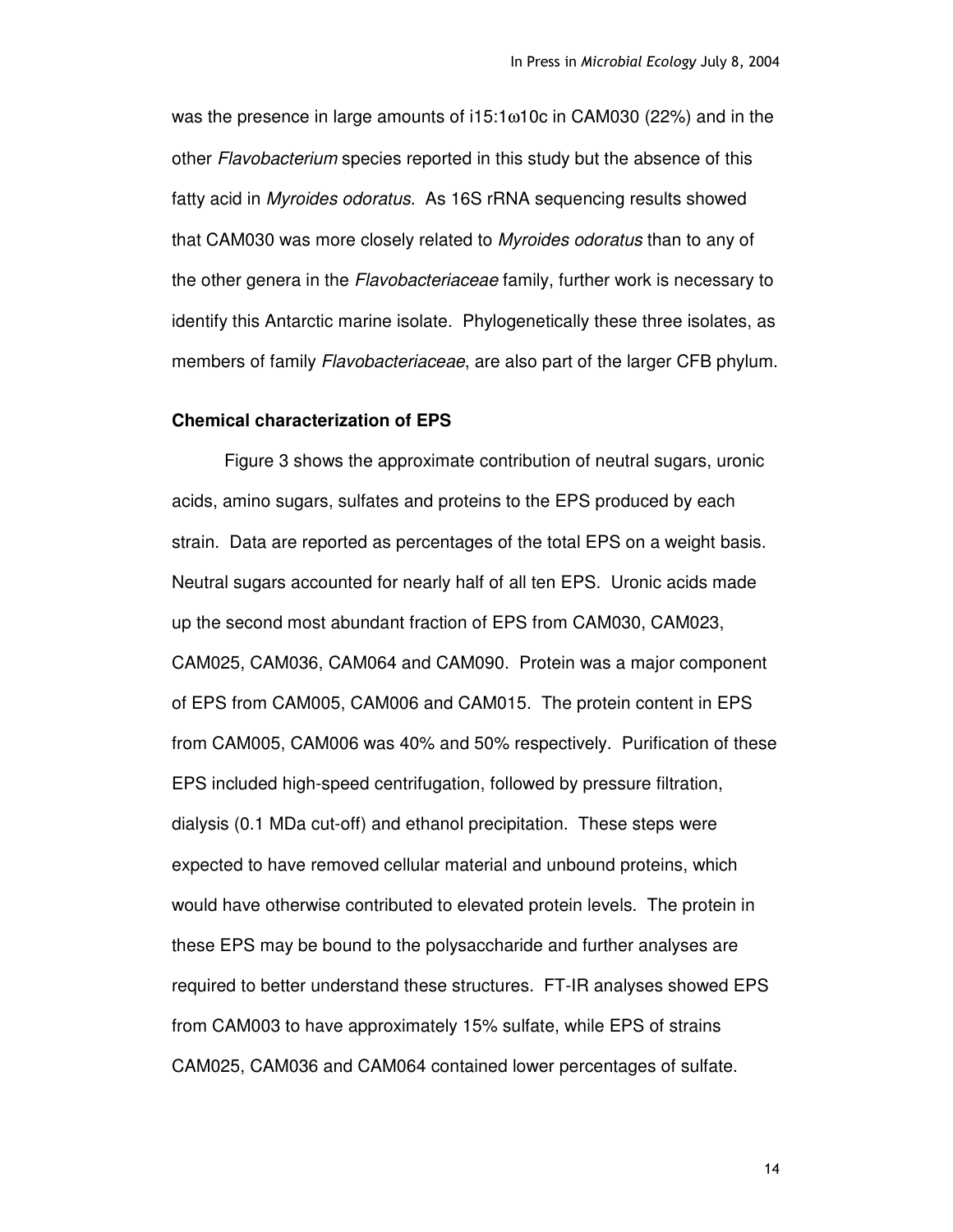was the presence in large amounts of i15:1ω10c in CAM030 (22%) and in the other *Flavobacterium* species reported in this study but the absence of this fatty acid in *Myroides odoratus*. As 16S rRNA sequencing results showed that CAM030 was more closely related to *Myroides odoratus* than to any of the other genera in the *Flavobacteriaceae* family, further work is necessary to identify this Antarctic marine isolate. Phylogenetically these three isolates, as members of family *Flavobacteriaceae*, are also part of the larger CFB phylum.

### Chemical characterization of EPS

Figure 3 shows the approximate contribution of neutral sugars, uronic acids, amino sugars, sulfates and proteins to the EPS produced by each strain. Data are reported as percentages of the total EPS on a weight basis. Neutral sugars accounted for nearly half of all ten EPS. Uronic acids made up the second most abundant fraction of EPS from CAM030, CAM023, CAM025, CAM036, CAM064 and CAM090. Protein was a major component of EPS from CAM005, CAM006 and CAM015. The protein content in EPS from CAM005, CAM006 was 40% and 50% respectively. Purification of these EPS included high-speed centrifugation, followed by pressure filtration, dialysis (0.1 MDa cut-off) and ethanol precipitation. These steps were expected to have removed cellular material and unbound proteins, which would have otherwise contributed to elevated protein levels. The protein in these EPS may be bound to the polysaccharide and further analyses are required to better understand these structures. FT-IR analyses showed EPS from CAM003 to have approximately 15% sulfate, while EPS of strains CAM025, CAM036 and CAM064 contained lower percentages of sulfate.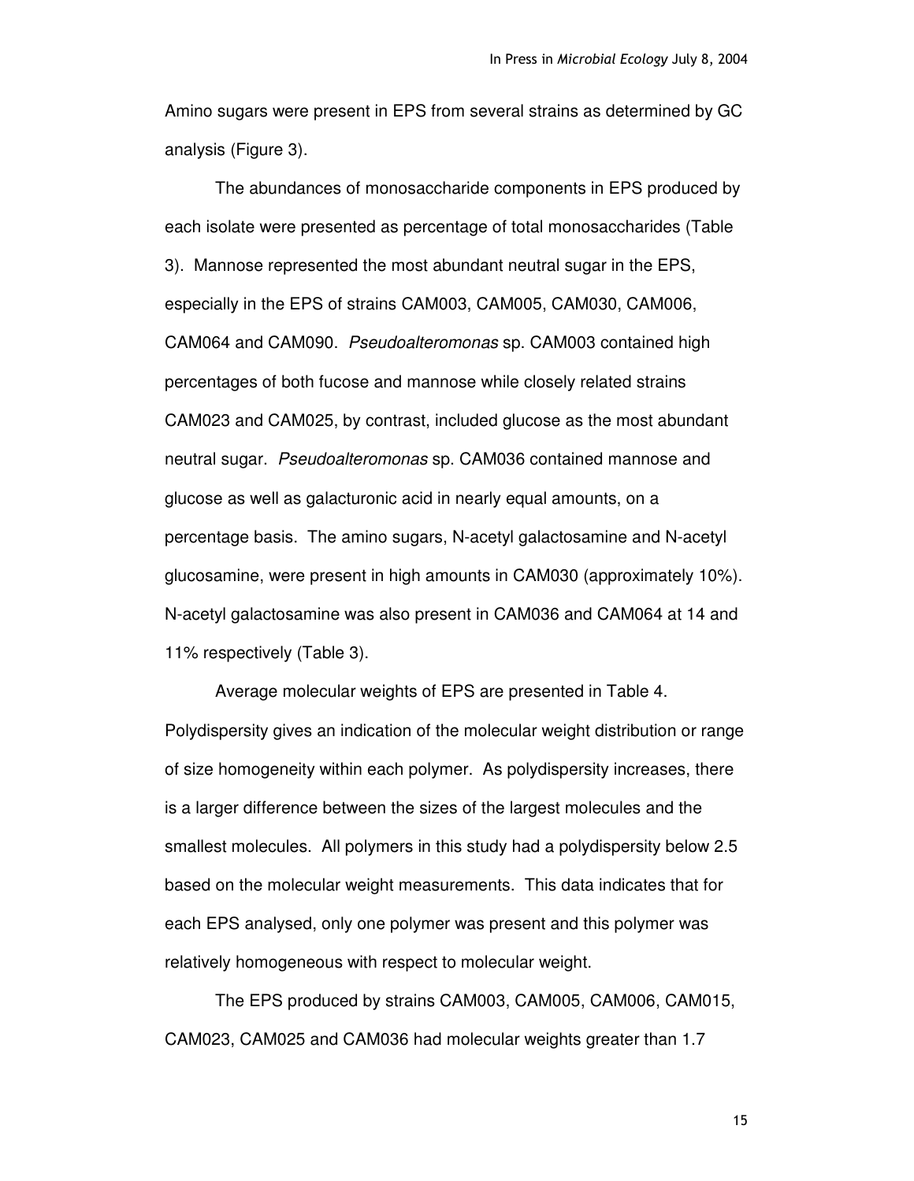Amino sugars were present in EPS from several strains as determined by GC analysis (Figure 3).

The abundances of monosaccharide components in EPS produced by each isolate were presented as percentage of total monosaccharides (Table 3). Mannose represented the most abundant neutral sugar in the EPS, especially in the EPS of strains CAM003, CAM005, CAM030, CAM006, CAM064 and CAM090. *Pseudoalteromonas* sp. CAM003 contained high percentages of both fucose and mannose while closely related strains CAM023 and CAM025, by contrast, included glucose as the most abundant neutral sugar. *Pseudoalteromonas* sp. CAM036 contained mannose and glucose as well as galacturonic acid in nearly equal amounts, on a percentage basis. The amino sugars, N-acetyl galactosamine and N-acetyl glucosamine, were present in high amounts in CAM030 (approximately 10%). N-acetyl galactosamine was also present in CAM036 and CAM064 at 14 and 11% respectively (Table 3).

Average molecular weights of EPS are presented in Table 4. Polydispersity gives an indication of the molecular weight distribution or range of size homogeneity within each polymer. As polydispersity increases, there is a larger difference between the sizes of the largest molecules and the smallest molecules. All polymers in this study had a polydispersity below 2.5 based on the molecular weight measurements. This data indicates that for each EPS analysed, only one polymer was present and this polymer was relatively homogeneous with respect to molecular weight.

The EPS produced by strains CAM003, CAM005, CAM006, CAM015, CAM023, CAM025 and CAM036 had molecular weights greater than 1.7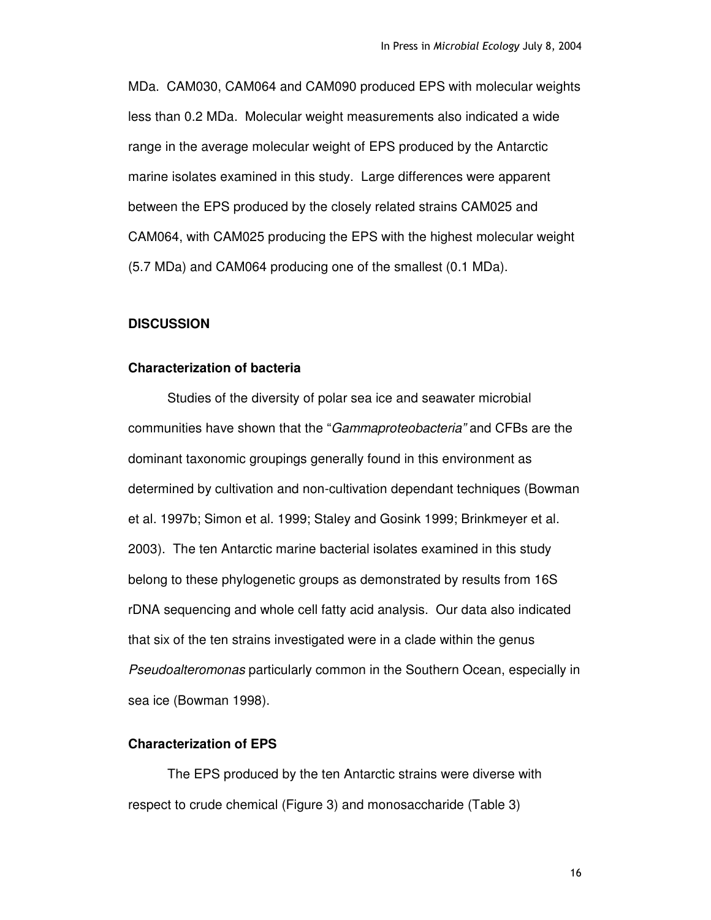MDa. CAM030, CAM064 and CAM090 produced EPS with molecular weights less than 0.2 MDa. Molecular weight measurements also indicated a wide range in the average molecular weight of EPS produced by the Antarctic marine isolates examined in this study. Large differences were apparent between the EPS produced by the closely related strains CAM025 and CAM064, with CAM025 producing the EPS with the highest molecular weight (5.7 MDa) and CAM064 producing one of the smallest (0.1 MDa).

## DISCUSSION

### Characterization of bacteria

Studies of the diversity of polar sea ice and seawater microbial communities have shown that the "*Gammaproteobacteria"* and CFBs are the dominant taxonomic groupings generally found in this environment as determined by cultivation and non-cultivation dependant techniques (Bowman et al. 1997b; Simon et al. 1999; Staley and Gosink 1999; Brinkmeyer et al. 2003). The ten Antarctic marine bacterial isolates examined in this study belong to these phylogenetic groups as demonstrated by results from 16S rDNA sequencing and whole cell fatty acid analysis. Our data also indicated that six of the ten strains investigated were in a clade within the genus *Pseudoalteromonas* particularly common in the Southern Ocean, especially in sea ice (Bowman 1998).

### Characterization of EPS

The EPS produced by the ten Antarctic strains were diverse with respect to crude chemical (Figure 3) and monosaccharide (Table 3)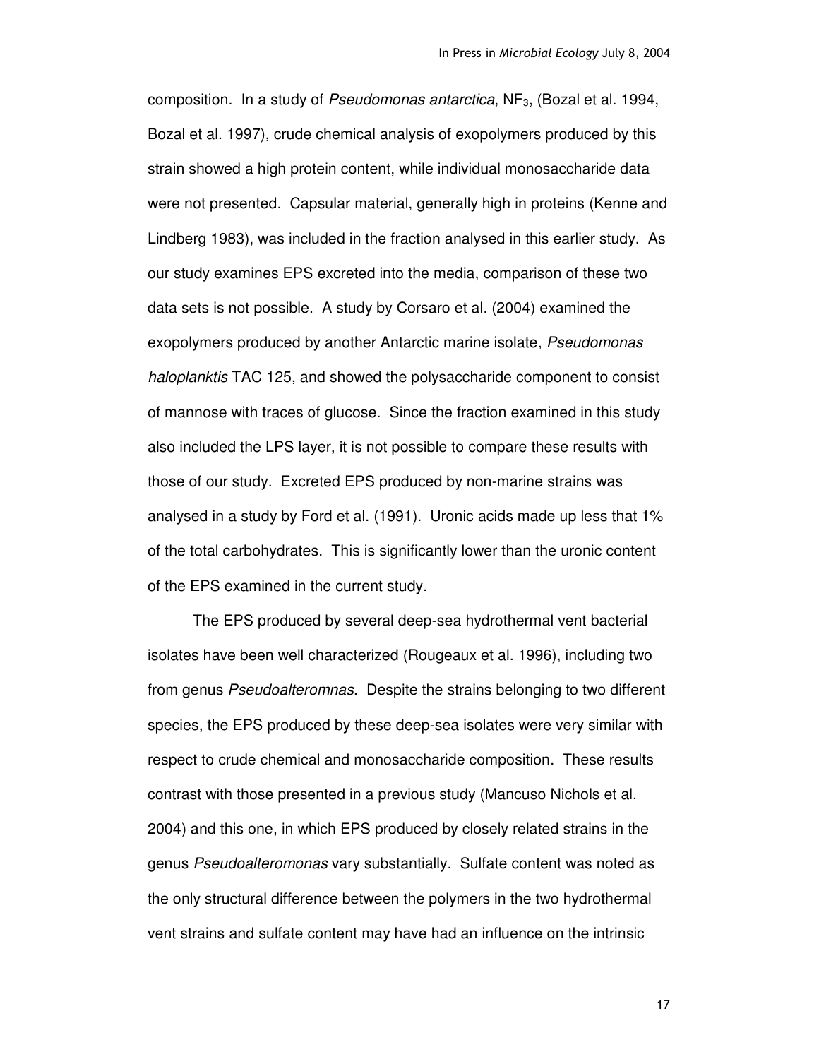composition. In a study of *Pseudomonas antarctica*, $NF_3$, (Bozal et al. 1994, Bozal et al. 1997), crude chemical analysis of exopolymers produced by this strain showed a high protein content, while individual monosaccharide data were not presented. Capsular material, generally high in proteins (Kenne and Lindberg 1983), was included in the fraction analysed in this earlier study. As our study examines EPS excreted into the media, comparison of these two data sets is not possible. A study by Corsaro et al. (2004) examined the exopolymers produced by another Antarctic marine isolate, *Pseudomonas haloplanktis* TAC 125, and showed the polysaccharide component to consist of mannose with traces of glucose. Since the fraction examined in this study also included the LPS layer, it is not possible to compare these results with those of our study. Excreted EPS produced by non-marine strains was analysed in a study by Ford et al. (1991). Uronic acids made up less that 1% of the total carbohydrates. This is significantly lower than the uronic content of the EPS examined in the current study.

The EPS produced by several deep-sea hydrothermal vent bacterial isolates have been well characterized (Rougeaux et al. 1996), including two from genus *Pseudoalteromnas*. Despite the strains belonging to two different species, the EPS produced by these deep-sea isolates were very similar with respect to crude chemical and monosaccharide composition. These results contrast with those presented in a previous study (Mancuso Nichols et al. 2004) and this one, in which EPS produced by closely related strains in the genus *Pseudoalteromonas* vary substantially. Sulfate content was noted as the only structural difference between the polymers in the two hydrothermal vent strains and sulfate content may have had an influence on the intrinsic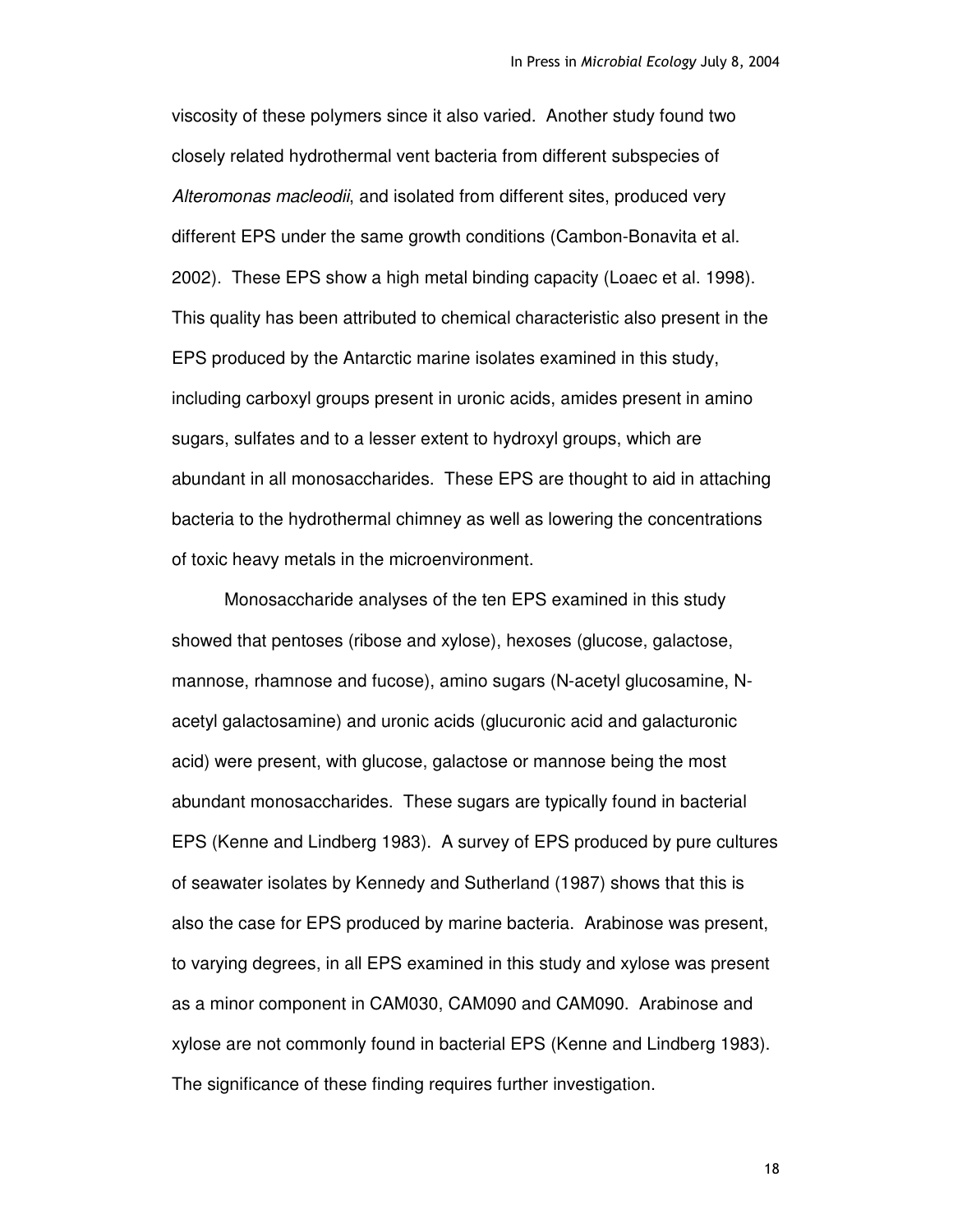viscosity of these polymers since it also varied. Another study found two closely related hydrothermal vent bacteria from different subspecies of *Alteromonas macleodii*, and isolated from different sites, produced very different EPS under the same growth conditions (Cambon-Bonavita et al. 2002). These EPS show a high metal binding capacity (Loaec et al. 1998). This quality has been attributed to chemical characteristic also present in the EPS produced by the Antarctic marine isolates examined in this study, including carboxyl groups present in uronic acids, amides present in amino sugars, sulfates and to a lesser extent to hydroxyl groups, which are abundant in all monosaccharides. These EPS are thought to aid in attaching bacteria to the hydrothermal chimney as well as lowering the concentrations of toxic heavy metals in the microenvironment.

Monosaccharide analyses of the ten EPS examined in this study showed that pentoses (ribose and xylose), hexoses (glucose, galactose, mannose, rhamnose and fucose), amino sugars (N-acetyl glucosamine, N-acetyl galactosamine) and uronic acids (glucuronic acid and galacturonic acid) were present, with glucose, galactose or mannose being the most abundant monosaccharides. These sugars are typically found in bacterial EPS (Kenne and Lindberg 1983). A survey of EPS produced by pure cultures of seawater isolates by Kennedy and Sutherland (1987) shows that this is also the case for EPS produced by marine bacteria. Arabinose was present, to varying degrees, in all EPS examined in this study and xylose was present as a minor component in CAM030, CAM090 and CAM090. Arabinose and xylose are not commonly found in bacterial EPS (Kenne and Lindberg 1983). The significance of these finding requires further investigation.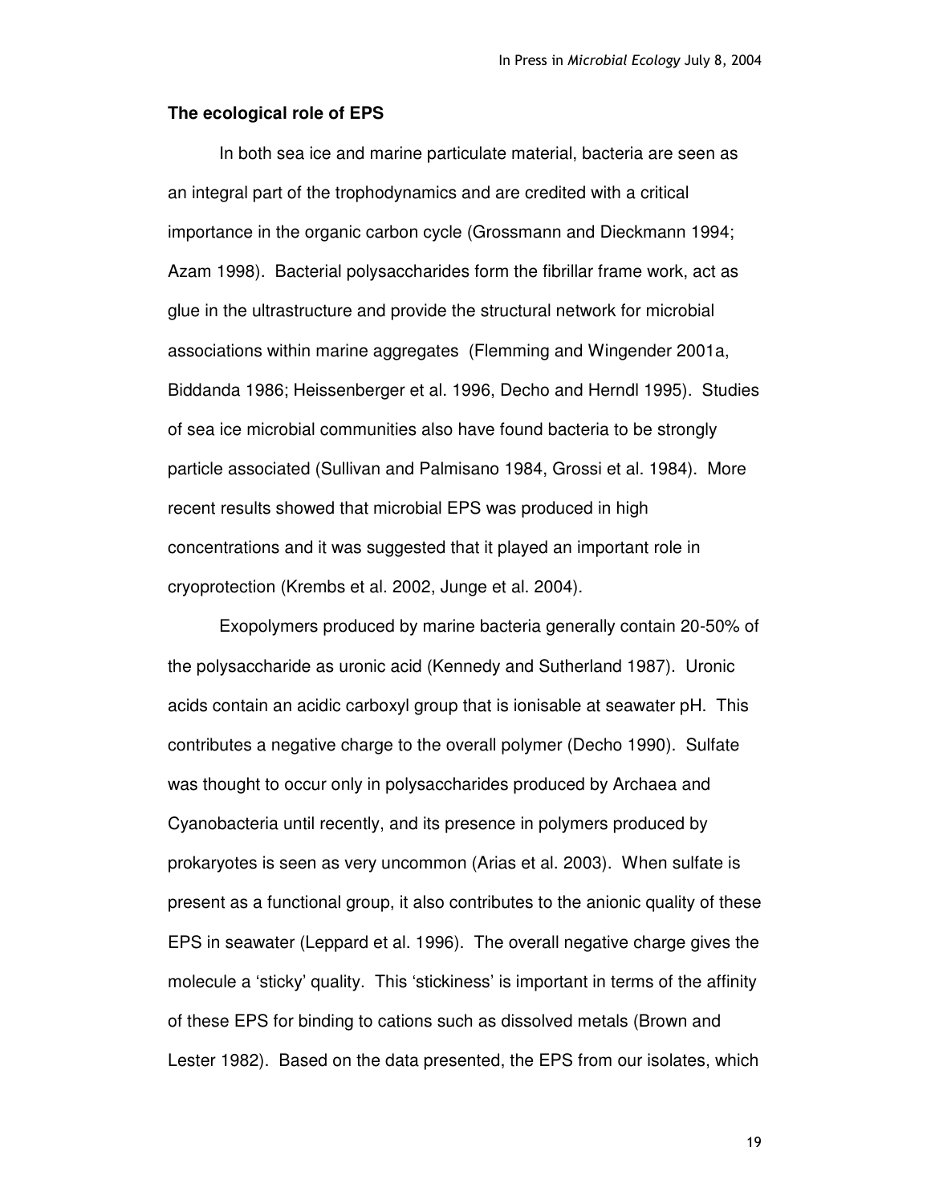**The ecological role of EPS**

In both sea ice and marine particulate material, bacteria are seen as an integral part of the trophodynamics and are credited with a critical importance in the organic carbon cycle (Grossmann and Dieckmann 1994; Azam 1998). Bacterial polysaccharides form the fibrillar frame work, act as glue in the ultrastructure and provide the structural network for microbial associations within marine aggregates (Flemming and Wingender 2001a, Biddanda 1986; Heissenberger et al. 1996, Decho and Herndl 1995). Studies of sea ice microbial communities also have found bacteria to be strongly particle associated (Sullivan and Palmisano 1984, Grossi et al. 1984). More recent results showed that microbial EPS was produced in high concentrations and it was suggested that it played an important role in cryoprotection (Krembs et al. 2002, Junge et al. 2004).

Exopolymers produced by marine bacteria generally contain 20-50% of the polysaccharide as uronic acid (Kennedy and Sutherland 1987). Uronic acids contain an acidic carboxyl group that is ionisable at seawater pH. This contributes a negative charge to the overall polymer (Decho 1990). Sulfate was thought to occur only in polysaccharides produced by Archaea and Cyanobacteria until recently, and its presence in polymers produced by prokaryotes is seen as very uncommon (Arias et al. 2003). When sulfate is present as a functional group, it also contributes to the anionic quality of these EPS in seawater (Leppard et al. 1996). The overall negative charge gives the molecule a 'sticky' quality. This 'stickiness' is important in terms of the affinity of these EPS for binding to cations such as dissolved metals (Brown and Lester 1982). Based on the data presented, the EPS from our isolates, which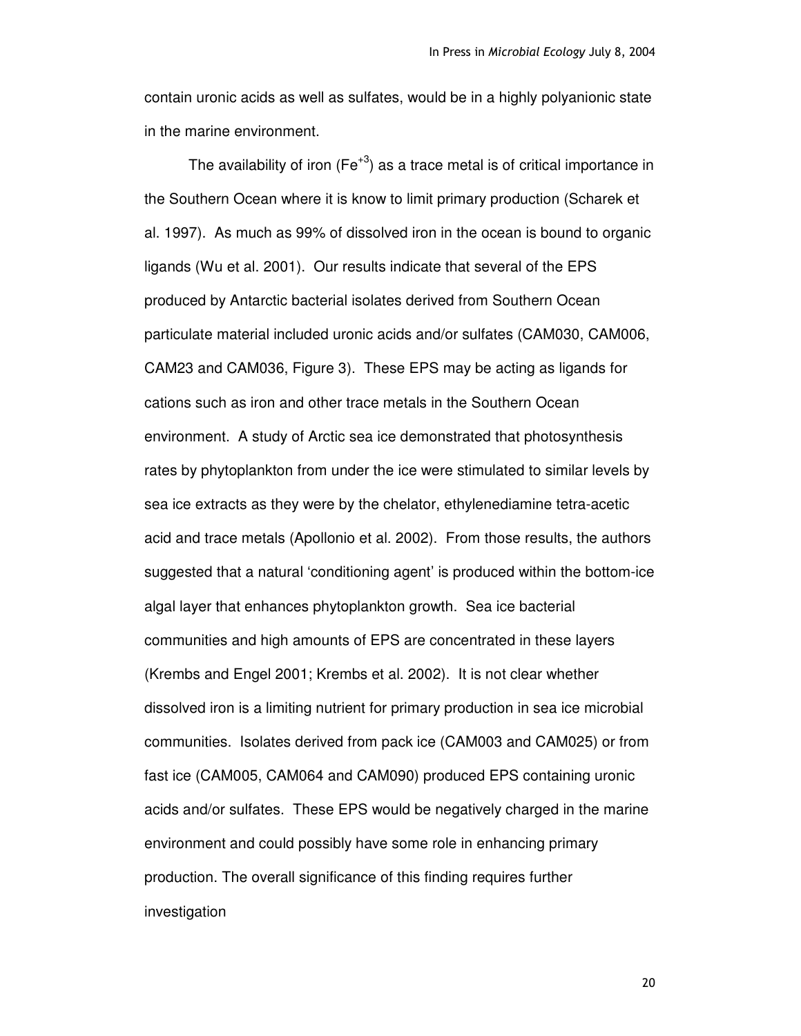contain uronic acids as well as sulfates, would be in a highly polyanionic state in the marine environment.

The availability of iron ($Fe^{+3}$) as a trace metal is of critical importance in the Southern Ocean where it is know to limit primary production (Scharek et al. 1997). As much as 99% of dissolved iron in the ocean is bound to organic ligands (Wu et al. 2001). Our results indicate that several of the EPS produced by Antarctic bacterial isolates derived from Southern Ocean particulate material included uronic acids and/or sulfates (CAM030, CAM006, CAM23 and CAM036, Figure 3). These EPS may be acting as ligands for cations such as iron and other trace metals in the Southern Ocean environment. A study of Arctic sea ice demonstrated that photosynthesis rates by phytoplankton from under the ice were stimulated to similar levels by sea ice extracts as they were by the chelator, ethylenediamine tetra-acetic acid and trace metals (Apollonio et al. 2002). From those results, the authors suggested that a natural 'conditioning agent' is produced within the bottom-ice algal layer that enhances phytoplankton growth. Sea ice bacterial communities and high amounts of EPS are concentrated in these layers (Krembs and Engel 2001; Krembs et al. 2002). It is not clear whether dissolved iron is a limiting nutrient for primary production in sea ice microbial communities. Isolates derived from pack ice (CAM003 and CAM025) or from fast ice (CAM005, CAM064 and CAM090) produced EPS containing uronic acids and/or sulfates. These EPS would be negatively charged in the marine environment and could possibly have some role in enhancing primary production. The overall significance of this finding requires further investigation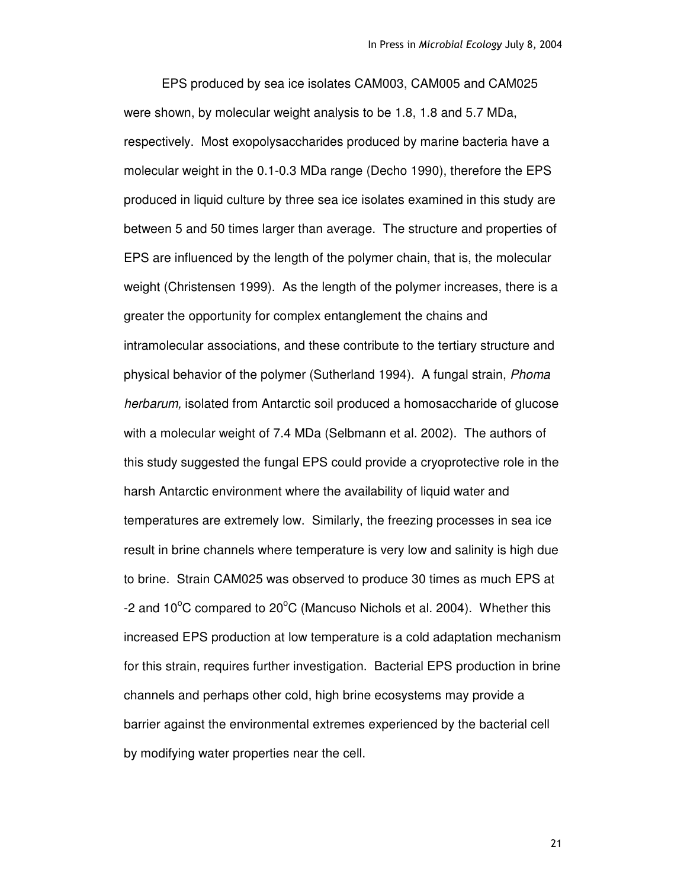EPS produced by sea ice isolates CAM003, CAM005 and CAM025 were shown, by molecular weight analysis to be 1.8, 1.8 and 5.7 MDa, respectively. Most exopolysaccharides produced by marine bacteria have a molecular weight in the 0.1-0.3 MDa range (Decho 1990), therefore the EPS produced in liquid culture by three sea ice isolates examined in this study are between 5 and 50 times larger than average. The structure and properties of EPS are influenced by the length of the polymer chain, that is, the molecular weight (Christensen 1999). As the length of the polymer increases, there is a greater the opportunity for complex entanglement the chains and intramolecular associations, and these contribute to the tertiary structure and physical behavior of the polymer (Sutherland 1994). A fungal strain, *Phoma herbarum,* isolated from Antarctic soil produced a homosaccharide of glucose with a molecular weight of 7.4 MDa (Selbmann et al. 2002). The authors of this study suggested the fungal EPS could provide a cryoprotective role in the harsh Antarctic environment where the availability of liquid water and temperatures are extremely low. Similarly, the freezing processes in sea ice result in brine channels where temperature is very low and salinity is high due to brine. Strain CAM025 was observed to produce 30 times as much EPS at -2 and 10$^{o}$C compared to 20$^{o}$C (Mancuso Nichols et al. 2004). Whether this increased EPS production at low temperature is a cold adaptation mechanism for this strain, requires further investigation. Bacterial EPS production in brine channels and perhaps other cold, high brine ecosystems may provide a barrier against the environmental extremes experienced by the bacterial cell by modifying water properties near the cell.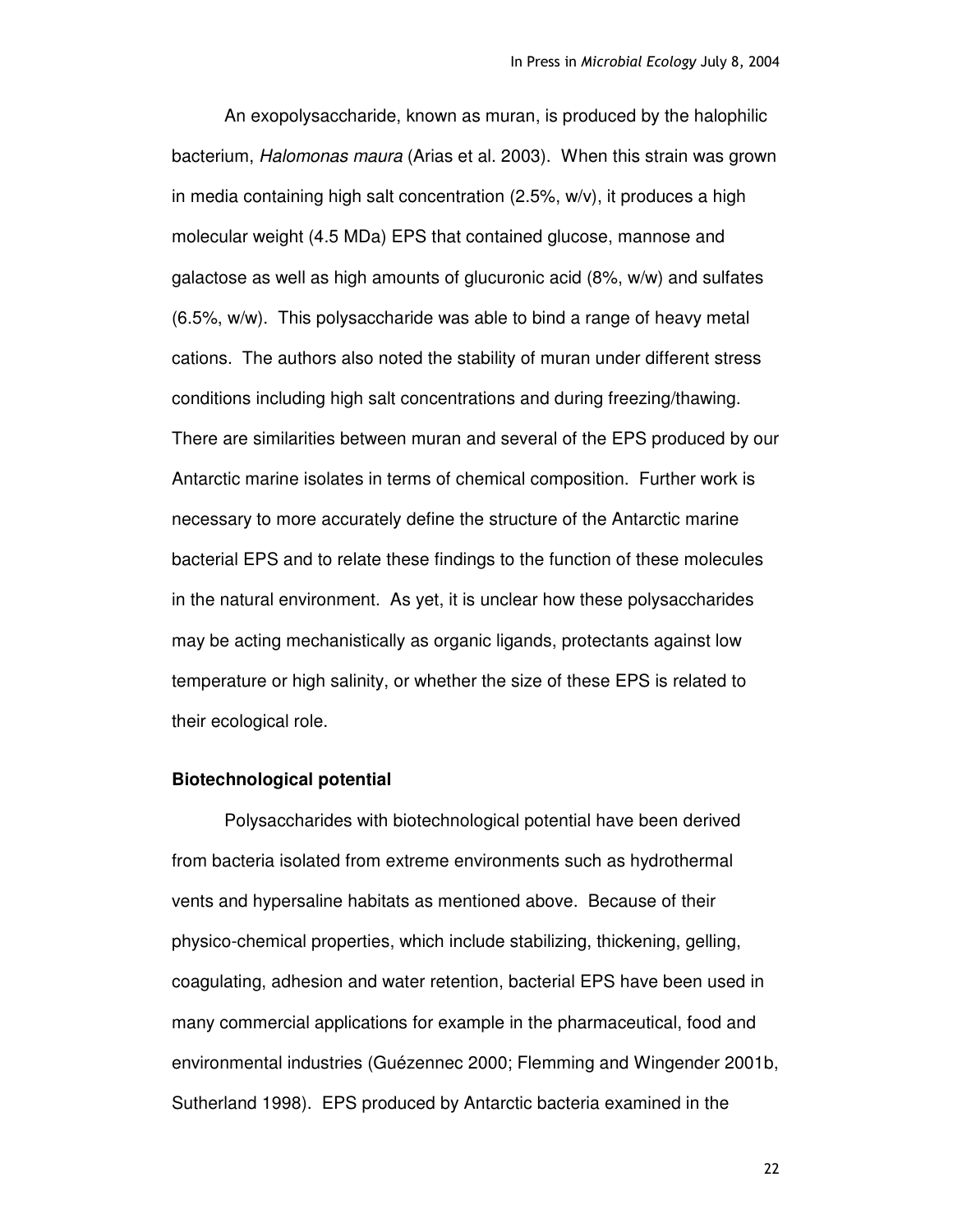An exopolysaccharide, known as muran, is produced by the halophilic bacterium, *Halomonas maura* (Arias et al. 2003). When this strain was grown in media containing high salt concentration (2.5%, w/v), it produces a high molecular weight (4.5 MDa) EPS that contained glucose, mannose and galactose as well as high amounts of glucuronic acid (8%, w/w) and sulfates (6.5%, w/w). This polysaccharide was able to bind a range of heavy metal cations. The authors also noted the stability of muran under different stress conditions including high salt concentrations and during freezing/thawing. There are similarities between muran and several of the EPS produced by our Antarctic marine isolates in terms of chemical composition. Further work is necessary to more accurately define the structure of the Antarctic marine bacterial EPS and to relate these findings to the function of these molecules in the natural environment. As yet, it is unclear how these polysaccharides may be acting mechanistically as organic ligands, protectants against low temperature or high salinity, or whether the size of these EPS is related to their ecological role.

**Biotechnological potential**

Polysaccharides with biotechnological potential have been derived from bacteria isolated from extreme environments such as hydrothermal vents and hypersaline habitats as mentioned above. Because of their physico-chemical properties, which include stabilizing, thickening, gelling, coagulating, adhesion and water retention, bacterial EPS have been used in many commercial applications for example in the pharmaceutical, food and environmental industries (Guézennec 2000; Flemming and Wingender 2001b, Sutherland 1998). EPS produced by Antarctic bacteria examined in the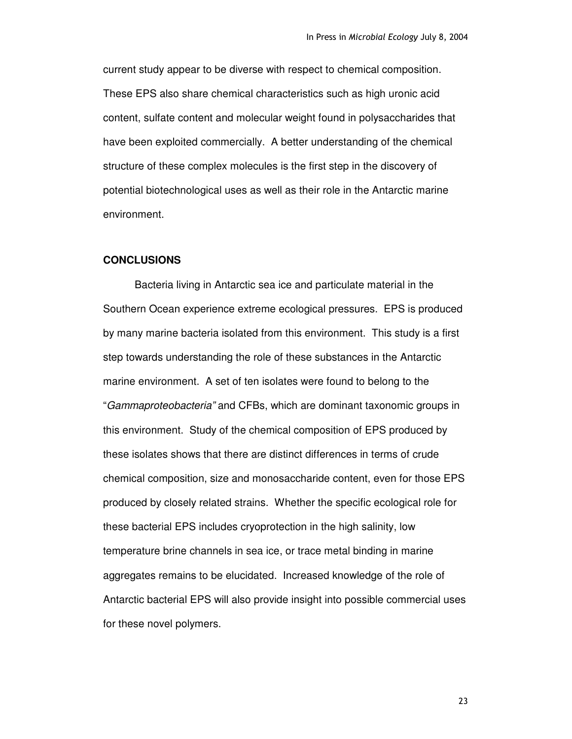current study appear to be diverse with respect to chemical composition. These EPS also share chemical characteristics such as high uronic acid content, sulfate content and molecular weight found in polysaccharides that have been exploited commercially. A better understanding of the chemical structure of these complex molecules is the first step in the discovery of potential biotechnological uses as well as their role in the Antarctic marine environment.

## CONCLUSIONS

Bacteria living in Antarctic sea ice and particulate material in the Southern Ocean experience extreme ecological pressures. EPS is produced by many marine bacteria isolated from this environment. This study is a first step towards understanding the role of these substances in the Antarctic marine environment. A set of ten isolates were found to belong to the "*Gammaproteobacteria*" and CFBs, which are dominant taxonomic groups in this environment. Study of the chemical composition of EPS produced by these isolates shows that there are distinct differences in terms of crude chemical composition, size and monosaccharide content, even for those EPS produced by closely related strains. Whether the specific ecological role for these bacterial EPS includes cryoprotection in the high salinity, low temperature brine channels in sea ice, or trace metal binding in marine aggregates remains to be elucidated. Increased knowledge of the role of Antarctic bacterial EPS will also provide insight into possible commercial uses for these novel polymers.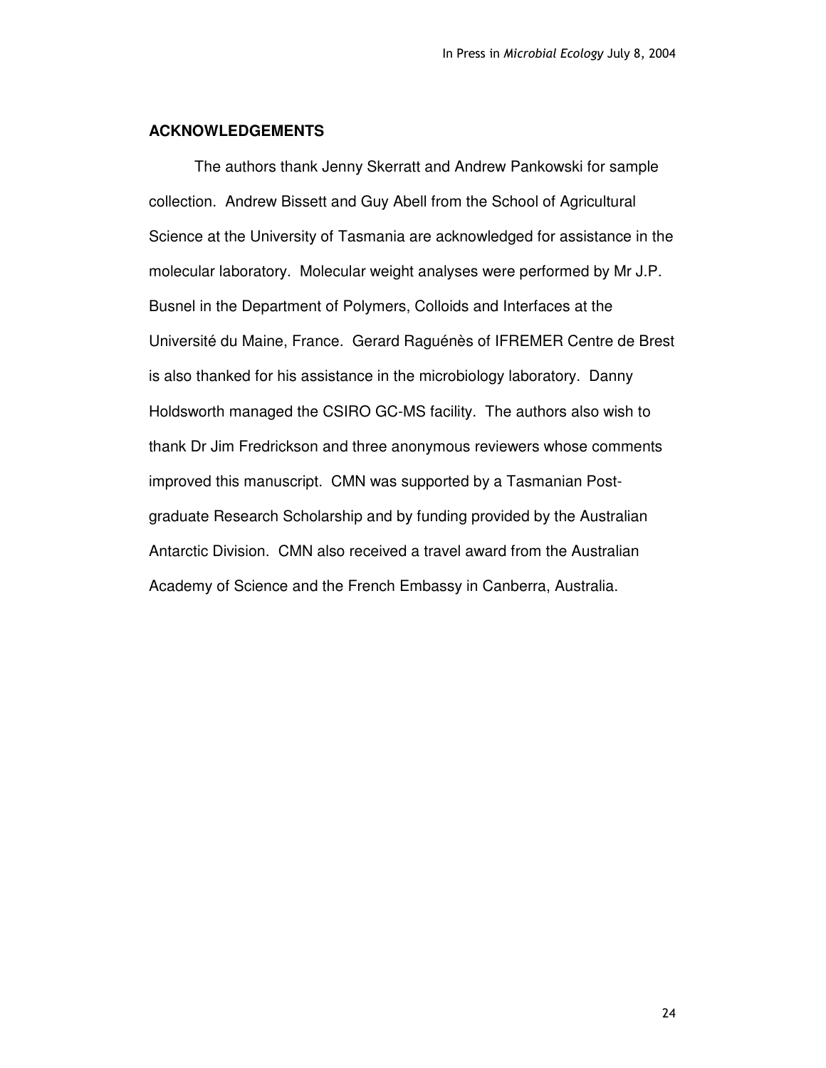## ACKNOWLEDGEMENTS

The authors thank Jenny Skerratt and Andrew Pankowski for sample collection. Andrew Bissett and Guy Abell from the School of Agricultural Science at the University of Tasmania are acknowledged for assistance in the molecular laboratory. Molecular weight analyses were performed by Mr J.P. Busnel in the Department of Polymers, Colloids and Interfaces at the Université du Maine, France. Gerard Raguénès of IFREMER Centre de Brest is also thanked for his assistance in the microbiology laboratory. Danny Holdsworth managed the CSIRO GC-MS facility. The authors also wish to thank Dr Jim Fredrickson and three anonymous reviewers whose comments improved this manuscript. CMN was supported by a Tasmanian Post-graduate Research Scholarship and by funding provided by the Australian Antarctic Division. CMN also received a travel award from the Australian Academy of Science and the French Embassy in Canberra, Australia.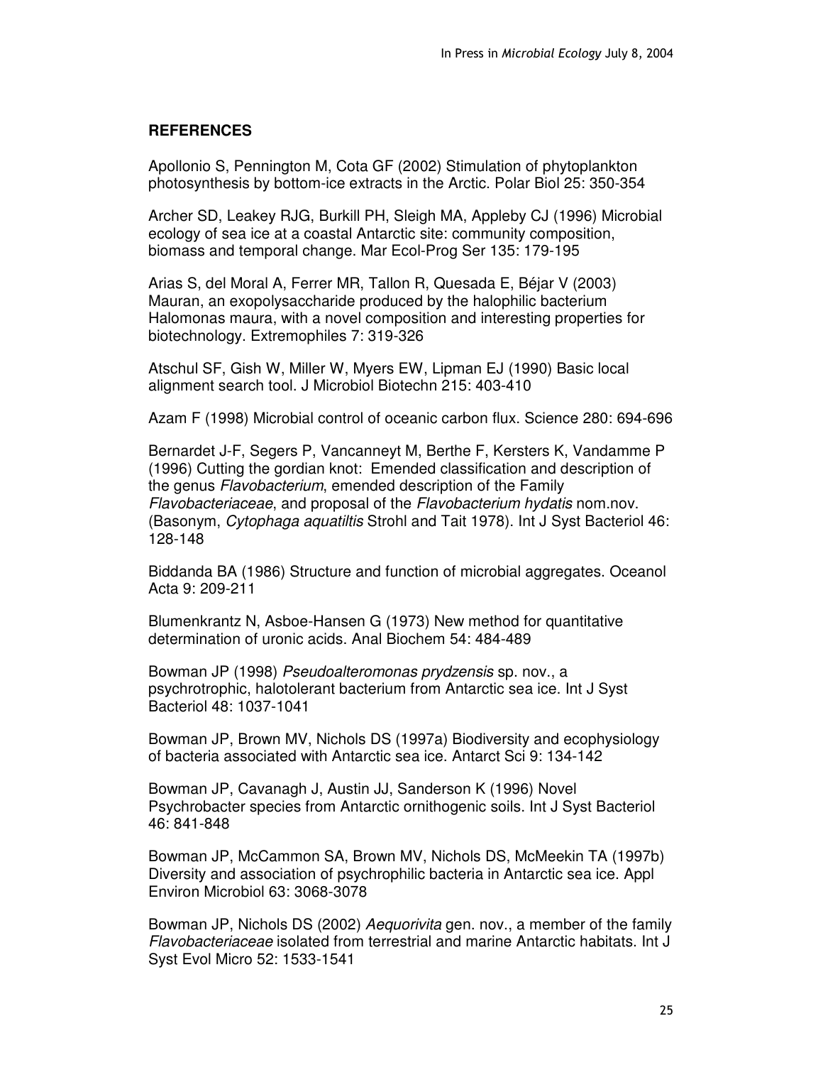## REFERENCES

Apollonio S, Pennington M, Cota GF (2002) Stimulation of phytoplankton photosynthesis by bottom-ice extracts in the Arctic. Polar Biol 25: 350-354

Archer SD, Leakey RJG, Burkill PH, Sleigh MA, Appleby CJ (1996) Microbial ecology of sea ice at a coastal Antarctic site: community composition, biomass and temporal change. Mar Ecol-Prog Ser 135: 179-195

Arias S, del Moral A, Ferrer MR, Tallon R, Quesada E, Béjar V (2003) Mauran, an exopolysaccharide produced by the halophilic bacterium Halomonas maura, with a novel composition and interesting properties for biotechnology. Extremophiles 7: 319-326

Atschul SF, Gish W, Miller W, Myers EW, Lipman EJ (1990) Basic local alignment search tool. J Microbiol Biotechn 215: 403-410

Azam F (1998) Microbial control of oceanic carbon flux. Science 280: 694-696

Bernardet J-F, Segers P, Vancanneyt M, Berthe F, Kersters K, Vandamme P (1996) Cutting the gordian knot: Emended classification and description of the genus *Flavobacterium*, emended description of the Family *Flavobacteriaceae*, and proposal of the *Flavobacterium hydatis* nom.nov. (Basonym, *Cytophaga aquatiltis* Strohl and Tait 1978). Int J Syst Bacteriol 46: 128-148

Biddanda BA (1986) Structure and function of microbial aggregates. Oceanol Acta 9: 209-211

Blumenkrantz N, Asboe-Hansen G (1973) New method for quantitative determination of uronic acids. Anal Biochem 54: 484-489

Bowman JP (1998) *Pseudoalteromonas prydzensis* sp. nov., a psychrotrophic, halotolerant bacterium from Antarctic sea ice. Int J Syst Bacteriol 48: 1037-1041

Bowman JP, Brown MV, Nichols DS (1997a) Biodiversity and ecophysiology of bacteria associated with Antarctic sea ice. Antarct Sci 9: 134-142

Bowman JP, Cavanagh J, Austin JJ, Sanderson K (1996) Novel Psychrobacter species from Antarctic ornithogenic soils. Int J Syst Bacteriol 46: 841-848

Bowman JP, McCammon SA, Brown MV, Nichols DS, McMeekin TA (1997b) Diversity and association of psychrophilic bacteria in Antarctic sea ice. Appl Environ Microbiol 63: 3068-3078

Bowman JP, Nichols DS (2002) *Aequorivita* gen. nov., a member of the family *Flavobacteriaceae* isolated from terrestrial and marine Antarctic habitats. Int J Syst Evol Micro 52: 1533-1541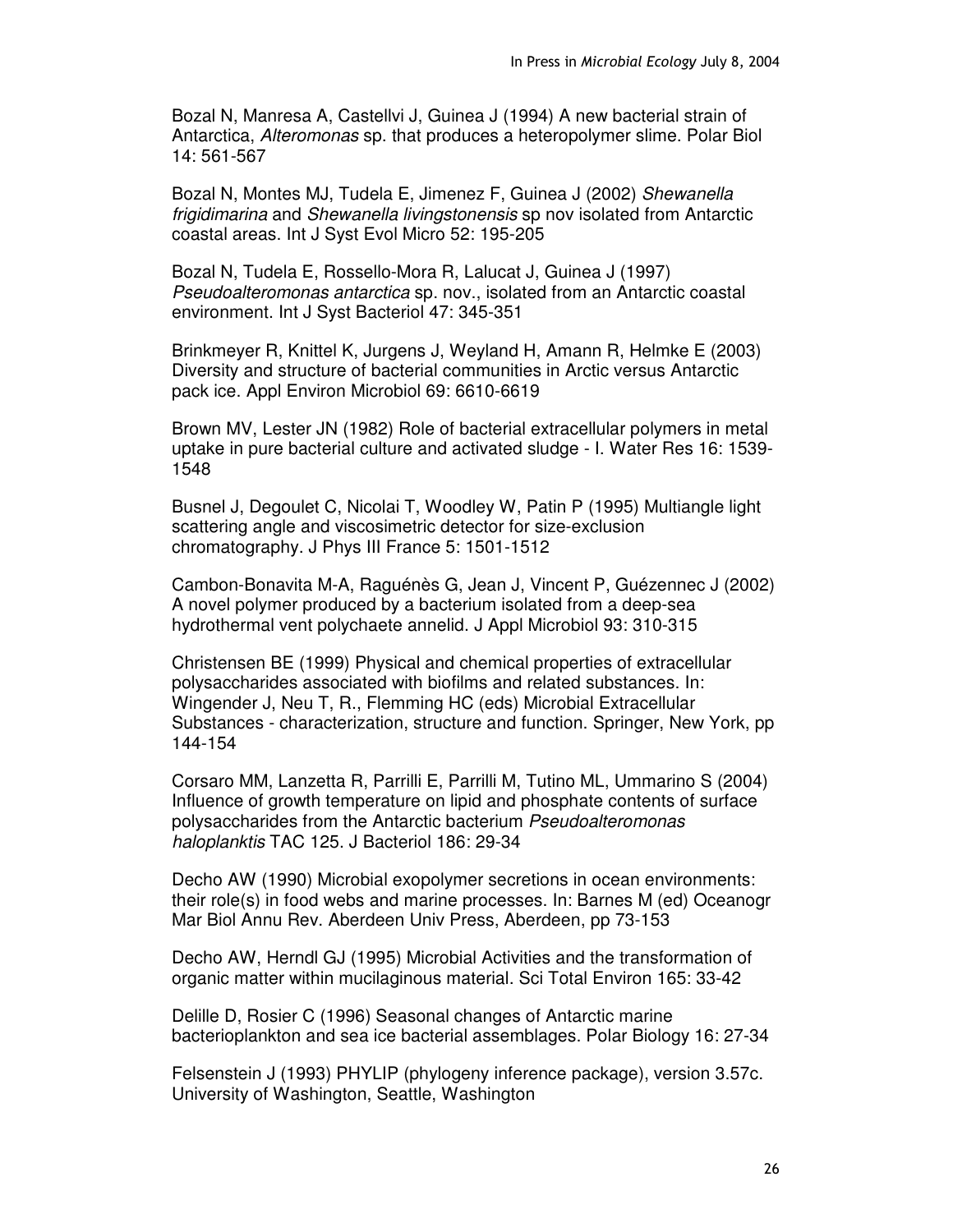Bozal N, Manresa A, Castellvi J, Guinea J (1994) A new bacterial strain of Antarctica, *Alteromonas* sp. that produces a heteropolymer slime. Polar Biol 14: 561-567

Bozal N, Montes MJ, Tudela E, Jimenez F, Guinea J (2002) *Shewanella frigidimarina* and *Shewanella livingstonensis* sp nov isolated from Antarctic coastal areas. Int J Syst Evol Micro 52: 195-205

Bozal N, Tudela E, Rossello-Mora R, Lalucat J, Guinea J (1997) *Pseudoalteromonas antarctica* sp. nov., isolated from an Antarctic coastal environment. Int J Syst Bacteriol 47: 345-351

Brinkmeyer R, Knittel K, Jurgens J, Weyland H, Amann R, Helmke E (2003) Diversity and structure of bacterial communities in Arctic versus Antarctic pack ice. Appl Environ Microbiol 69: 6610-6619

Brown MV, Lester JN (1982) Role of bacterial extracellular polymers in metal uptake in pure bacterial culture and activated sludge - I. Water Res 16: 1539-1548

Busnel J, Degoulet C, Nicolai T, Woodley W, Patin P (1995) Multiangle light scattering angle and viscosimetric detector for size-exclusion chromatography. J Phys III France 5: 1501-1512

Cambon-Bonavita M-A, Raguénès G, Jean J, Vincent P, Guézennec J (2002) A novel polymer produced by a bacterium isolated from a deep-sea hydrothermal vent polychaete annelid. J Appl Microbiol 93: 310-315

Christensen BE (1999) Physical and chemical properties of extracellular polysaccharides associated with biofilms and related substances. In: Wingender J, Neu T, R., Flemming HC (eds) Microbial Extracellular Substances - characterization, structure and function. Springer, New York, pp 144-154

Corsaro MM, Lanzetta R, Parrilli E, Parrilli M, Tutino ML, Ummarino S (2004) Influence of growth temperature on lipid and phosphate contents of surface polysaccharides from the Antarctic bacterium *Pseudoalteromonas haloplanktis* TAC 125. J Bacteriol 186: 29-34

Decho AW (1990) Microbial exopolymer secretions in ocean environments: their role(s) in food webs and marine processes. In: Barnes M (ed) Oceanogr Mar Biol Annu Rev. Aberdeen Univ Press, Aberdeen, pp 73-153

Decho AW, Herndl GJ (1995) Microbial Activities and the transformation of organic matter within mucilaginous material. Sci Total Environ 165: 33-42

Delille D, Rosier C (1996) Seasonal changes of Antarctic marine bacterioplankton and sea ice bacterial assemblages. Polar Biology 16: 27-34

Felsenstein J (1993) PHYLIP (phylogeny inference package), version 3.57c. University of Washington, Seattle, Washington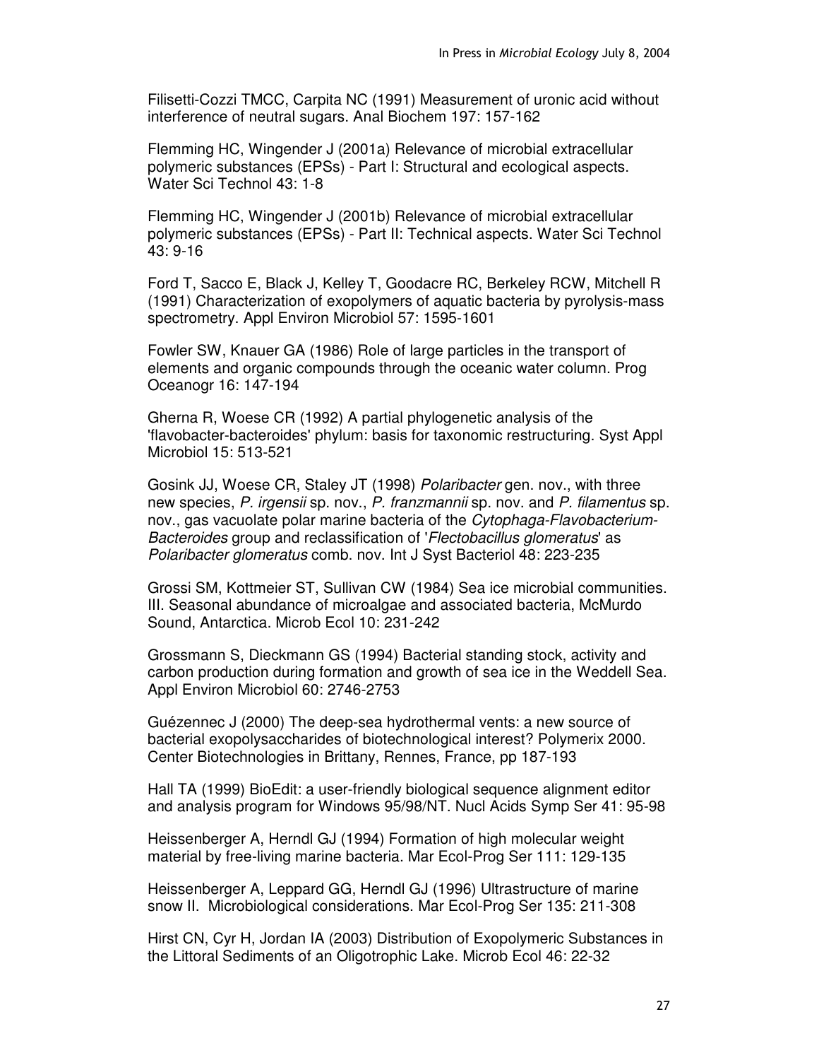Filisetti-Cozzi TMCC, Carpita NC (1991) Measurement of uronic acid without interference of neutral sugars. Anal Biochem 197: 157-162

Flemming HC, Wingender J (2001a) Relevance of microbial extracellular polymeric substances (EPSs) - Part I: Structural and ecological aspects. Water Sci Technol 43: 1-8

Flemming HC, Wingender J (2001b) Relevance of microbial extracellular polymeric substances (EPSs) - Part II: Technical aspects. Water Sci Technol 43: 9-16

Ford T, Sacco E, Black J, Kelley T, Goodacre RC, Berkeley RCW, Mitchell R (1991) Characterization of exopolymers of aquatic bacteria by pyrolysis-mass spectrometry. Appl Environ Microbiol 57: 1595-1601

Fowler SW, Knauer GA (1986) Role of large particles in the transport of elements and organic compounds through the oceanic water column. Prog Oceanogr 16: 147-194

Gherna R, Woese CR (1992) A partial phylogenetic analysis of the 'flavobacter-bacteroides' phylum: basis for taxonomic restructuring. Syst Appl Microbiol 15: 513-521

Gosink JJ, Woese CR, Staley JT (1998) *Polaribacter* gen. nov., with three new species, *P. irgensii* sp. nov., *P. franzmannii* sp. nov. and *P. filamentus* sp. nov., gas vacuolate polar marine bacteria of the *Cytophaga-Flavobacterium-Bacteroides* group and reclassification of '*Flectobacillus glomeratus*' as *Polaribacter glomeratus* comb. nov. Int J Syst Bacteriol 48: 223-235

Grossi SM, Kottmeier ST, Sullivan CW (1984) Sea ice microbial communities. III. Seasonal abundance of microalgae and associated bacteria, McMurdo Sound, Antarctica. Microb Ecol 10: 231-242

Grossmann S, Dieckmann GS (1994) Bacterial standing stock, activity and carbon production during formation and growth of sea ice in the Weddell Sea. Appl Environ Microbiol 60: 2746-2753

Guézennec J (2000) The deep-sea hydrothermal vents: a new source of bacterial exopolysaccharides of biotechnological interest? Polymerix 2000. Center Biotechnologies in Brittany, Rennes, France, pp 187-193

Hall TA (1999) BioEdit: a user-friendly biological sequence alignment editor and analysis program for Windows 95/98/NT. Nucl Acids Symp Ser 41: 95-98

Heissenberger A, Herndl GJ (1994) Formation of high molecular weight material by free-living marine bacteria. Mar Ecol-Prog Ser 111: 129-135

Heissenberger A, Leppard GG, Herndl GJ (1996) Ultrastructure of marine snow II. Microbiological considerations. Mar Ecol-Prog Ser 135: 211-308

Hirst CN, Cyr H, Jordan IA (2003) Distribution of Exopolymeric Substances in the Littoral Sediments of an Oligotrophic Lake. Microb Ecol 46: 22-32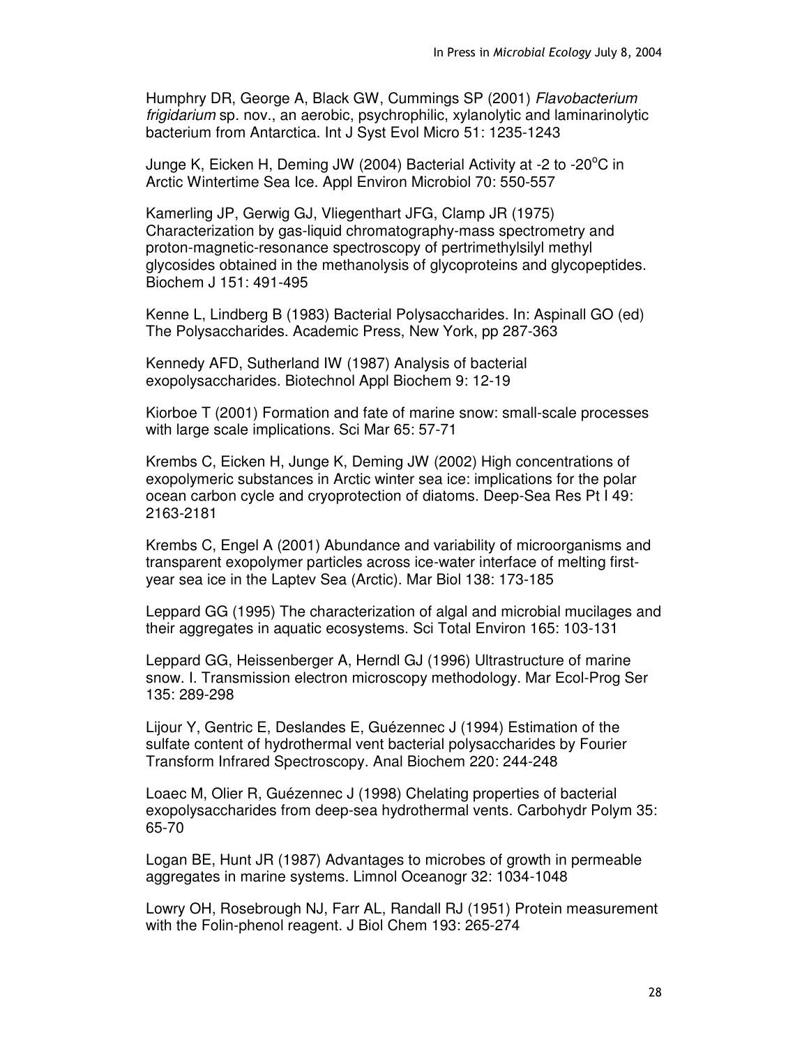Humphry DR, George A, Black GW, Cummings SP (2001) *Flavobacterium frigidarium* sp. nov., an aerobic, psychrophilic, xylanolytic and laminarinolytic bacterium from Antarctica. Int J Syst Evol Micro 51: 1235-1243

Junge K, Eicken H, Deming JW (2004) Bacterial Activity at -2 to -20$^{o}$C in Arctic Wintertime Sea Ice. Appl Environ Microbiol 70: 550-557

Kamerling JP, Gerwig GJ, Vliegenthart JFG, Clamp JR (1975) Characterization by gas-liquid chromatography-mass spectrometry and proton-magnetic-resonance spectroscopy of pertrimethylsilyl methyl glycosides obtained in the methanolysis of glycoproteins and glycopeptides. Biochem J 151: 491-495

Kenne L, Lindberg B (1983) Bacterial Polysaccharides. In: Aspinall GO (ed) The Polysaccharides. Academic Press, New York, pp 287-363

Kennedy AFD, Sutherland IW (1987) Analysis of bacterial exopolysaccharides. Biotechnol Appl Biochem 9: 12-19

Kiorboe T (2001) Formation and fate of marine snow: small-scale processes with large scale implications. Sci Mar 65: 57-71

Krembs C, Eicken H, Junge K, Deming JW (2002) High concentrations of exopolymeric substances in Arctic winter sea ice: implications for the polar ocean carbon cycle and cryoprotection of diatoms. Deep-Sea Res Pt I 49: 2163-2181

Krembs C, Engel A (2001) Abundance and variability of microorganisms and transparent exopolymer particles across ice-water interface of melting first-year sea ice in the Laptev Sea (Arctic). Mar Biol 138: 173-185

Leppard GG (1995) The characterization of algal and microbial mucilages and their aggregates in aquatic ecosystems. Sci Total Environ 165: 103-131

Leppard GG, Heissenberger A, Herndl GJ (1996) Ultrastructure of marine snow. I. Transmission electron microscopy methodology. Mar Ecol-Prog Ser 135: 289-298

Lijour Y, Gentric E, Deslandes E, Guézennec J (1994) Estimation of the sulfate content of hydrothermal vent bacterial polysaccharides by Fourier Transform Infrared Spectroscopy. Anal Biochem 220: 244-248

Loaec M, Olier R, Guézennec J (1998) Chelating properties of bacterial exopolysaccharides from deep-sea hydrothermal vents. Carbohydr Polym 35: 65-70

Logan BE, Hunt JR (1987) Advantages to microbes of growth in permeable aggregates in marine systems. Limnol Oceanogr 32: 1034-1048

Lowry OH, Rosebrough NJ, Farr AL, Randall RJ (1951) Protein measurement with the Folin-phenol reagent. J Biol Chem 193: 265-274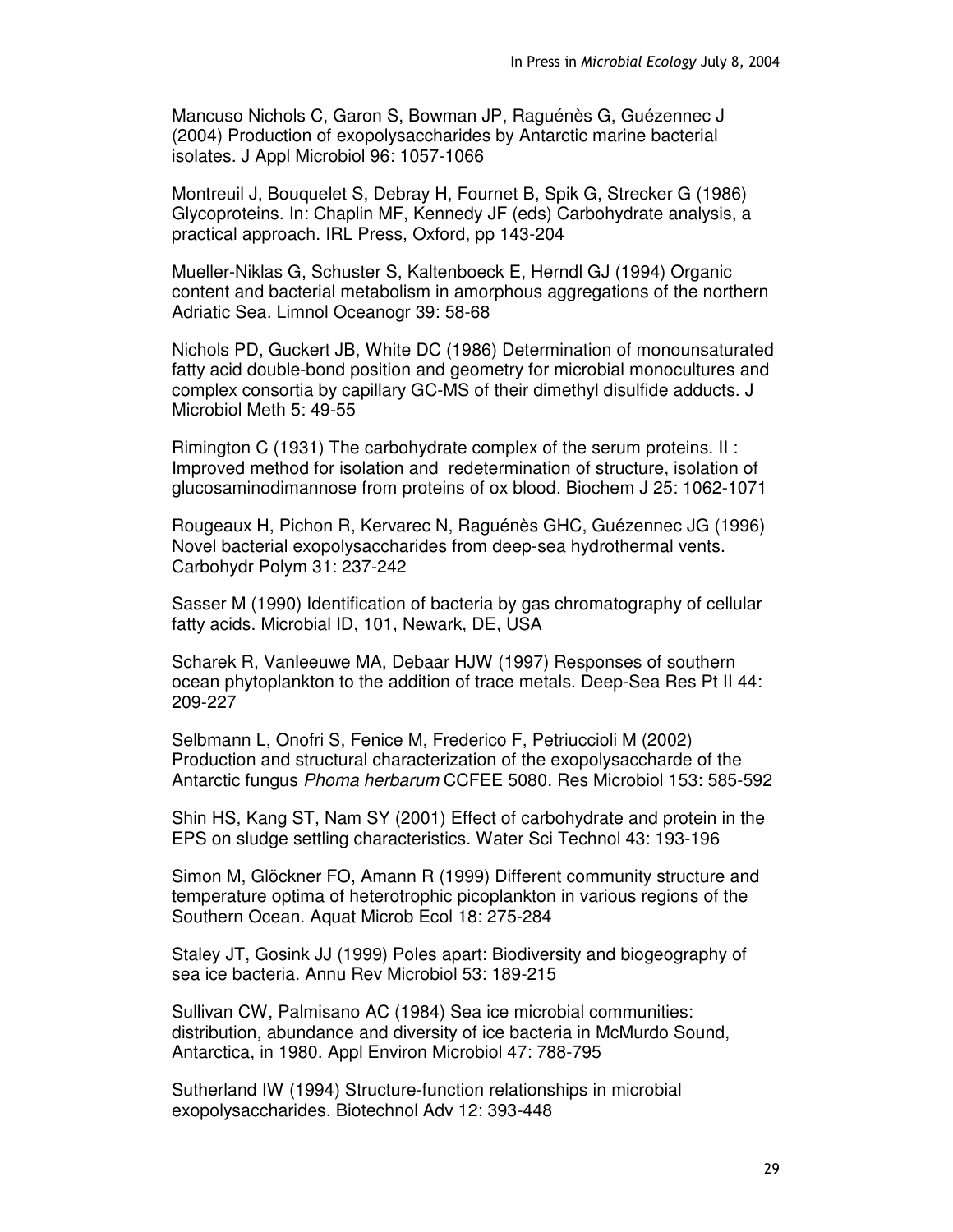Mancuso Nichols C, Garon S, Bowman JP, Raguénès G, Guézennec J (2004) Production of exopolysaccharides by Antarctic marine bacterial isolates. J Appl Microbiol 96: 1057-1066

Montreuil J, Bouquelet S, Debray H, Fournet B, Spik G, Strecker G (1986) Glycoproteins. In: Chaplin MF, Kennedy JF (eds) Carbohydrate analysis, a practical approach. IRL Press, Oxford, pp 143-204

Mueller-Niklas G, Schuster S, Kaltenboeck E, Herndl GJ (1994) Organic content and bacterial metabolism in amorphous aggregations of the northern Adriatic Sea. Limnol Oceanogr 39: 58-68

Nichols PD, Guckert JB, White DC (1986) Determination of monounsaturated fatty acid double-bond position and geometry for microbial monocultures and complex consortia by capillary GC-MS of their dimethyl disulfide adducts. J Microbiol Meth 5: 49-55

Rimington C (1931) The carbohydrate complex of the serum proteins. II : Improved method for isolation and redetermination of structure, isolation of glucosaminodimannose from proteins of ox blood. Biochem J 25: 1062-1071

Rougeaux H, Pichon R, Kervarec N, Raguénès GHC, Guézennec JG (1996) Novel bacterial exopolysaccharides from deep-sea hydrothermal vents. Carbohydr Polym 31: 237-242

Sasser M (1990) Identification of bacteria by gas chromatography of cellular fatty acids. Microbial ID, 101, Newark, DE, USA

Scharek R, Vanleeuwe MA, Debaar HJW (1997) Responses of southern ocean phytoplankton to the addition of trace metals. Deep-Sea Res Pt II 44: 209-227

Selbmann L, Onofri S, Fenice M, Frederico F, Petriuccioli M (2002) Production and structural characterization of the exopolysaccharde of the Antarctic fungus *Phoma herbarum* CCFEE 5080. Res Microbiol 153: 585-592

Shin HS, Kang ST, Nam SY (2001) Effect of carbohydrate and protein in the EPS on sludge settling characteristics. Water Sci Technol 43: 193-196

Simon M, Glöckner FO, Amann R (1999) Different community structure and temperature optima of heterotrophic picoplankton in various regions of the Southern Ocean. Aquat Microb Ecol 18: 275-284

Staley JT, Gosink JJ (1999) Poles apart: Biodiversity and biogeography of sea ice bacteria. Annu Rev Microbiol 53: 189-215

Sullivan CW, Palmisano AC (1984) Sea ice microbial communities: distribution, abundance and diversity of ice bacteria in McMurdo Sound, Antarctica, in 1980. Appl Environ Microbiol 47: 788-795

Sutherland IW (1994) Structure-function relationships in microbial exopolysaccharides. Biotechnol Adv 12: 393-448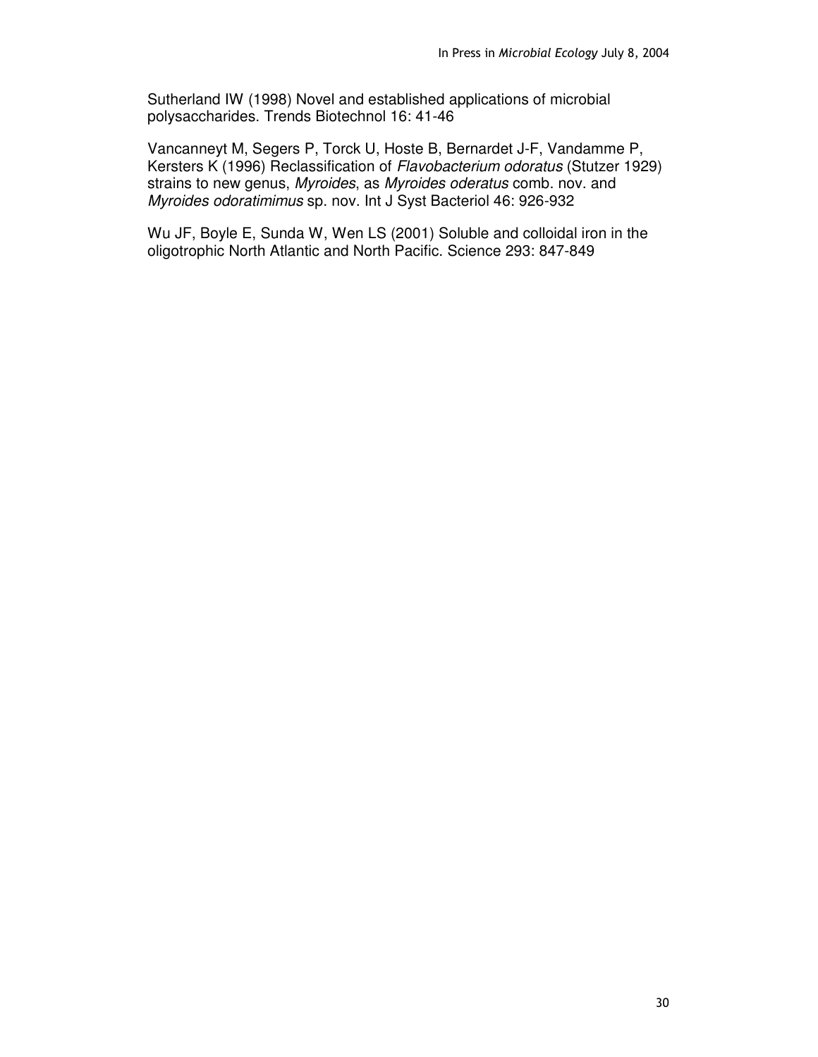Sutherland IW (1998) Novel and established applications of microbial polysaccharides. Trends Biotechnol 16: 41-46

Vancanneyt M, Segers P, Torck U, Hoste B, Bernardet J-F, Vandamme P, Kersters K (1996) Reclassification of *Flavobacterium odoratus* (Stutzer 1929) strains to new genus, *Myroides*, as *Myroides oderatus* comb. nov. and *Myroides odoratimimus* sp. nov. Int J Syst Bacteriol 46: 926-932

Wu JF, Boyle E, Sunda W, Wen LS (2001) Soluble and colloidal iron in the oligotrophic North Atlantic and North Pacific. Science 293: 847-849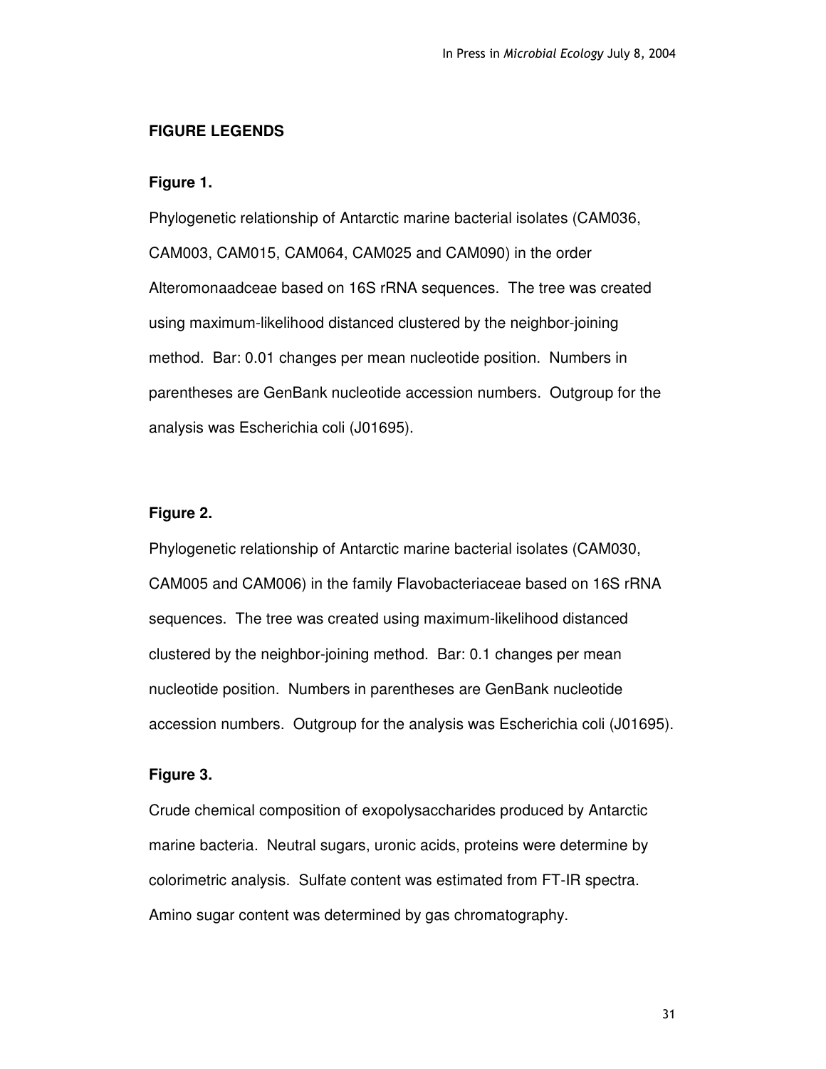## FIGURE LEGENDS

### Figure 1.

Phylogenetic relationship of Antarctic marine bacterial isolates (CAM036, CAM003, CAM015, CAM064, CAM025 and CAM090) in the order Alteromonaadceae based on 16S rRNA sequences. The tree was created using maximum-likelihood distanced clustered by the neighbor-joining method. Bar: 0.01 changes per mean nucleotide position. Numbers in parentheses are GenBank nucleotide accession numbers. Outgroup for the analysis was Escherichia coli (J01695).

### Figure 2.

Phylogenetic relationship of Antarctic marine bacterial isolates (CAM030, CAM005 and CAM006) in the family Flavobacteriaceae based on 16S rRNA sequences. The tree was created using maximum-likelihood distanced clustered by the neighbor-joining method. Bar: 0.1 changes per mean nucleotide position. Numbers in parentheses are GenBank nucleotide accession numbers. Outgroup for the analysis was Escherichia coli (J01695).

### Figure 3.

Crude chemical composition of exopolysaccharides produced by Antarctic marine bacteria. Neutral sugars, uronic acids, proteins were determine by colorimetric analysis. Sulfate content was estimated from FT-IR spectra. Amino sugar content was determined by gas chromatography.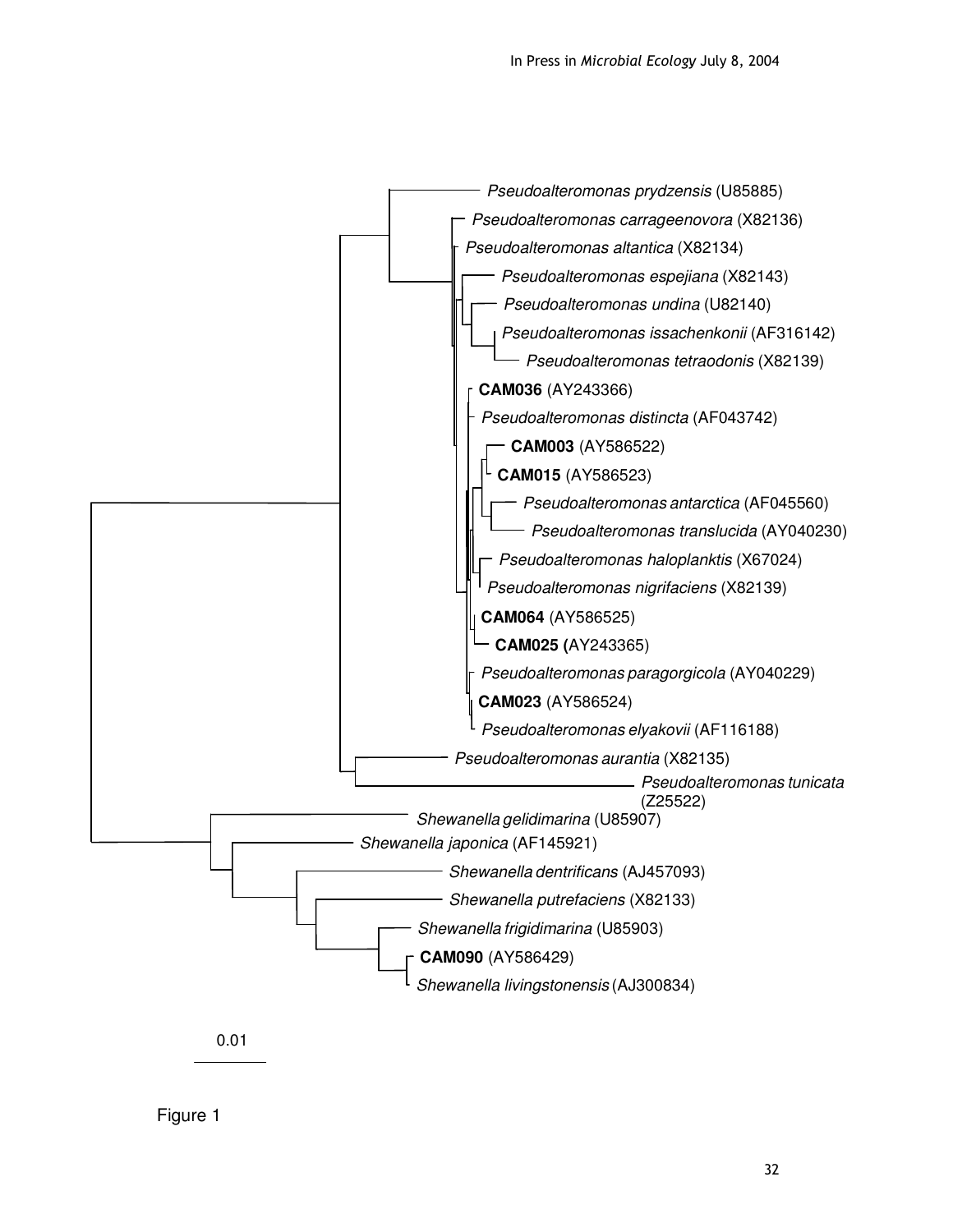Figure 1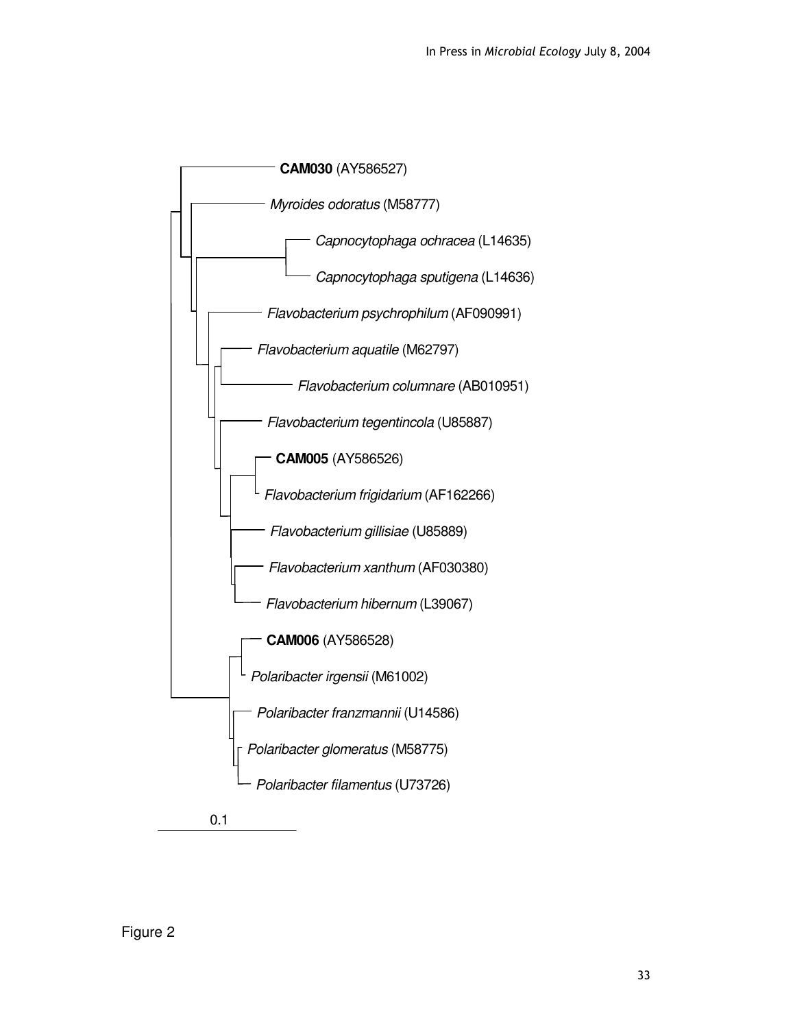**CAM030** (AY586527)

*Myroides odoratus* (M58777)

*Capnocytophaga ochracea* (L14635)

*Capnocytophaga sputigena* (L14636)

*Flavobacterium psychrophilum* (AF090991)

*Flavobacterium aquatile* (M62797)

*Flavobacterium columnare* (AB010951)

*Flavobacterium tegentincola* (U85887)

**CAM005** (AY586526)

*Flavobacterium frigidarium* (AF162266)

*Flavobacterium gillisiae* (U85889)

*Flavobacterium xanthum* (AF030380)

*Flavobacterium hibernum* (L39067)

**CAM006** (AY586528)

*Polaribacter irgensii* (M61002)

*Polaribacter franzmannii* (U14586)

*Polaribacter glomeratus* (M58775)

*Polaribacter filamentus* (U73726)

0.1

Figure 2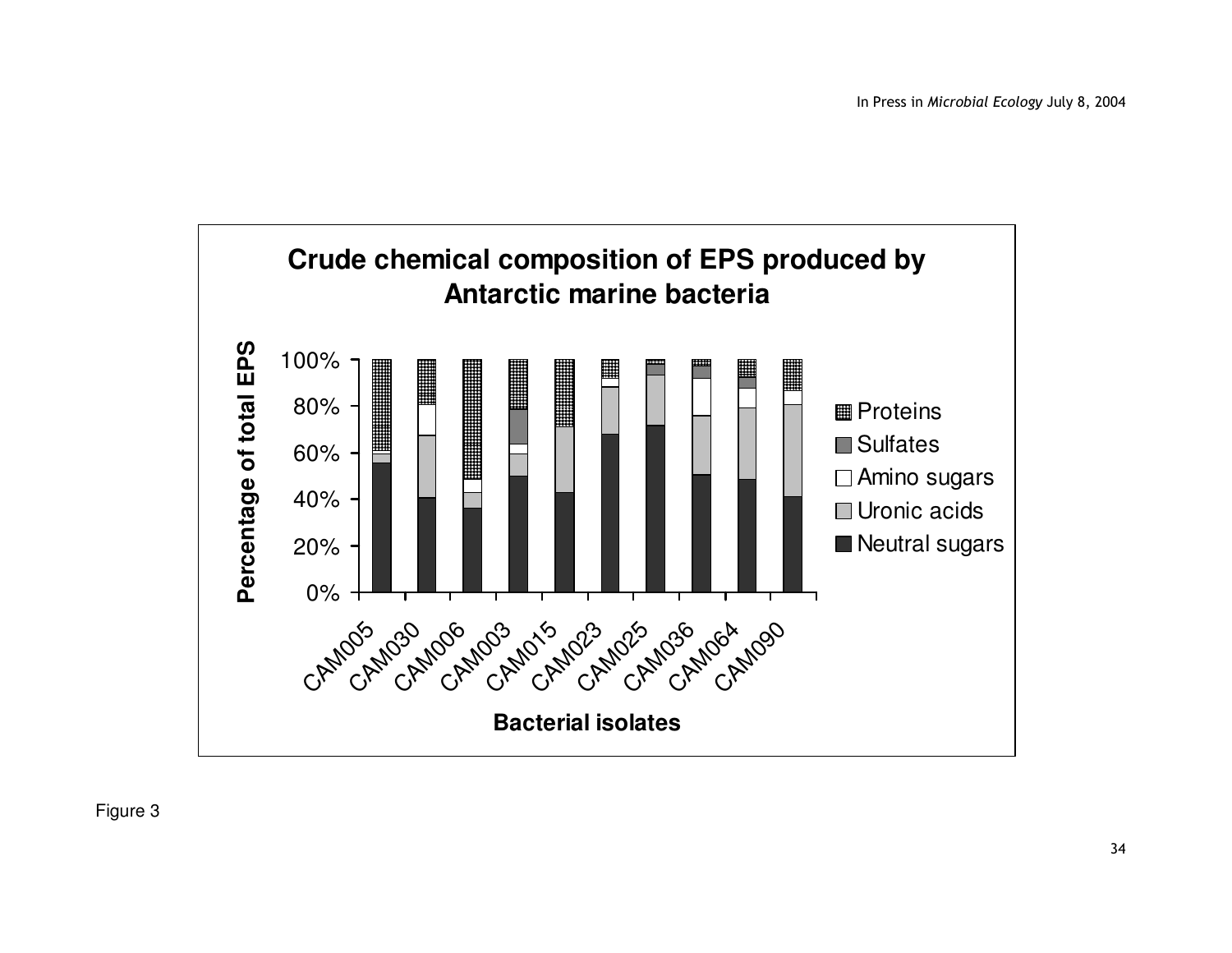**Crude chemical composition of EPS produced by Antarctic marine bacteria**

Percentage of total EPS: 100%, 80%, 60%, 40%, 20%, 0%

Proteins
Sulfates
Amino sugars
Uronic acids
Neutral sugars

CAM005 CAM030 CAM006 CAM003 CAM015 CAM023 CAM025 CAM036 CAM064 CAM090

**Bacterial isolates**

Figure 3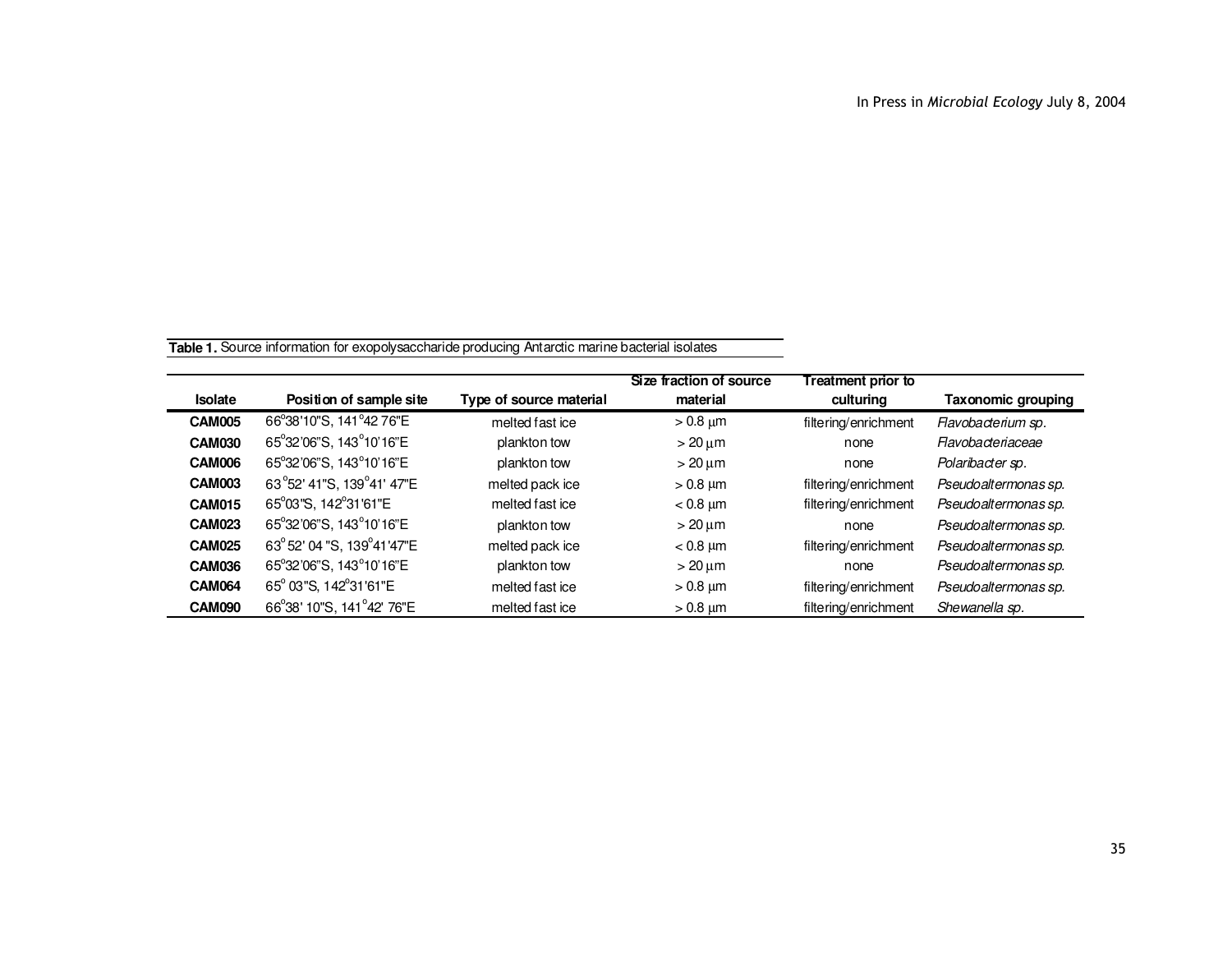**Table 1.** Source information for exopolysaccharide producing Antarctic marine bacterial isolates

| Isolate | Position of sample site | Type of source material | Size fraction of source material | Treatment prior to culturing | Taxonomic grouping |
|---|---|---|---|---|---|
| **CAM005** | 66°38'10"S, 141°42 76"E | melted fast ice | > 0.8 μm | filtering/enrichment | *Flavobacterium sp.* |
| **CAM030** | 65°32'06"S, 143°10'16"E | plankton tow | > 20 μm | none | *Flavobacteriaceae* |
| **CAM006** | 65°32'06"S, 143°10'16"E | plankton tow | > 20 μm | none | *Polaribacter sp.* |
| **CAM003** | 63°52' 41"S, 139°41' 47"E | melted pack ice | > 0.8 μm | filtering/enrichment | *Pseudoaltermonas sp.* |
| **CAM015** | 65°03"S, 142°31'61"E | melted fast ice | < 0.8 μm | filtering/enrichment | *Pseudoaltermonas sp.* |
| **CAM023** | 65°32'06"S, 143°10'16"E | plankton tow | > 20 μm | none | *Pseudoaltermonas sp.* |
| **CAM025** | 63° 52' 04 "S, 139°41'47"E | melted pack ice | < 0.8 μm | filtering/enrichment | *Pseudoaltermonas sp.* |
| **CAM036** | 65°32'06"S, 143°10'16"E | plankton tow | > 20 μm | none | *Pseudoaltermonas sp.* |
| **CAM064** | 65° 03"S, 142°31'61"E | melted fast ice | > 0.8 μm | filtering/enrichment | *Pseudoaltermonas sp.* |
| **CAM090** | 66°38' 10"S, 141°42' 76"E | melted fast ice | > 0.8 μm | filtering/enrichment | *Shewanella sp.* |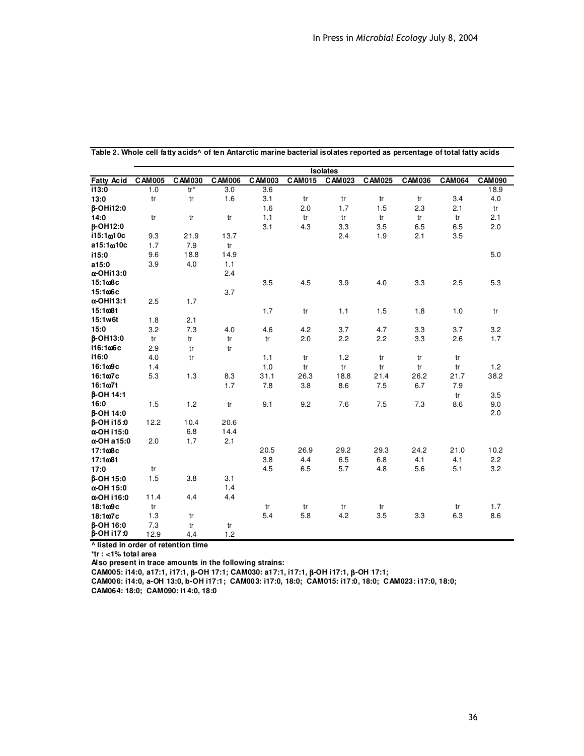**Table 2. Whole cell fatty acids^ of ten Antarctic marine bacterial isolates reported as percentage of total fatty acids**

| | Isolates | | | | | | | | | |
|---|---|---|---|---|---|---|---|---|---|---|
| **Fatty Acid** | **CAM005** | **CAM030** | **CAM006** | **CAM003** | **CAM015** | **CAM023** | **CAM025** | **CAM036** | **CAM064** | **CAM090** |
| **i13:0** | 1.0 | tr* | 3.0 | 3.6 | | | | | | 18.9 |
| **13:0** | tr | tr | 1.6 | 3.1 | tr | tr | tr | tr | 3.4 | 4.0 |
| **β-OHi12:0** | | | | 1.6 | 2.0 | 1.7 | 1.5 | 2.3 | 2.1 | tr |
| **14:0** | tr | tr | tr | 1.1 | tr | tr | tr | tr | tr | 2.1 |
| **β-OH12:0** | | | | 3.1 | 4.3 | 3.3 | 3.5 | 6.5 | 6.5 | 2.0 |
| **i15:1ω10c** | 9.3 | 21.9 | 13.7 | | | 2.4 | 1.9 | 2.1 | 3.5 | |
| **a15:1ω10c** | 1.7 | 7.9 | tr | | | | | | | |
| **i15:0** | 9.6 | 18.8 | 14.9 | | | | | | | 5.0 |
| **a15:0** | 3.9 | 4.0 | 1.1 | | | | | | | |
| **α-OHi13:0** | | | 2.4 | | | | | | | |
| **15:1ω8c** | | | | 3.5 | 4.5 | 3.9 | 4.0 | 3.3 | 2.5 | 5.3 |
| **15:1ω6c** | | | 3.7 | | | | | | | |
| **α-OHi13:1** | 2.5 | 1.7 | | | | | | | | |
| **15:1ω8t** | | | | 1.7 | tr | 1.1 | 1.5 | 1.8 | 1.0 | tr |
| **15:1w6t** | 1.8 | 2.1 | | | | | | | | |
| **15:0** | 3.2 | 7.3 | 4.0 | 4.6 | 4.2 | 3.7 | 4.7 | 3.3 | 3.7 | 3.2 |
| **β-OH13:0** | tr | tr | tr | tr | 2.0 | 2.2 | 2.2 | 3.3 | 2.6 | 1.7 |
| **i16:1ω6c** | 2.9 | tr | tr | | | | | | | |
| **i16:0** | 4.0 | tr | | 1.1 | tr | 1.2 | tr | tr | tr | |
| **16:1ω9c** | 1.4 | | | 1.0 | tr | tr | tr | tr | tr | 1.2 |
| **16:1ω7c** | 5.3 | 1.3 | 8.3 | 31.1 | 26.3 | 18.8 | 21.4 | 26.2 | 21.7 | 38.2 |
| **16:1ω7t** | | | 1.7 | 7.8 | 3.8 | 8.6 | 7.5 | 6.7 | 7.9 | |
| **β-OH 14:1** | | | | | | | | | tr | 3.5 |
| **16:0** | 1.5 | 1.2 | tr | 9.1 | 9.2 | 7.6 | 7.5 | 7.3 | 8.6 | 9.0 |
| **β-OH 14:0** | | | | | | | | | | 2.0 |
| **β-OH i15:0** | 12.2 | 10.4 | 20.6 | | | | | | | |
| **α-OH i15:0** | | 6.8 | 14.4 | | | | | | | |
| **α-OH a15:0** | 2.0 | 1.7 | 2.1 | | | | | | | |
| **17:1ω8c** | | | | 20.5 | 26.9 | 29.2 | 29.3 | 24.2 | 21.0 | 10.2 |
| **17:1ω8t** | | | | 3.8 | 4.4 | 6.5 | 6.8 | 4.1 | 4.1 | 2.2 |
| **17:0** | tr | | | 4.5 | 6.5 | 5.7 | 4.8 | 5.6 | 5.1 | 3.2 |
| **β-OH 15:0** | 1.5 | 3.8 | 3.1 | | | | | | | |
| **α-OH 15:0** | | | 1.4 | | | | | | | |
| **α-OH i16:0** | 11.4 | 4.4 | 4.4 | | | | | | | |
| **18:1ω9c** | tr | | | tr | tr | tr | tr | | tr | 1.7 |
| **18:1ω7c** | 1.3 | tr | | 5.4 | 5.8 | 4.2 | 3.5 | 3.3 | 6.3 | 8.6 |
| **β-OH 16:0** | 7.3 | tr | tr | | | | | | | |
| **β-OH i17:0** | 12.9 | 4.4 | 1.2 | | | | | | | |

**^ listed in order of retention time**

**\*tr : <1% total area**

**Also present in trace amounts in the following strains:**

**CAM005: i14:0, a17:1, i17:1, β-OH 17:1; CAM030: a17:1, i17:1, β-OH i17:1, β-OH 17:1;**

**CAM006: i14:0, a-OH 13:0, b-OH i17:1; CAM003: i17:0, 18:0; CAM015: i17:0, 18:0; CAM023: i17:0, 18:0;**

**CAM064: 18:0; CAM090: i14:0, 18:0**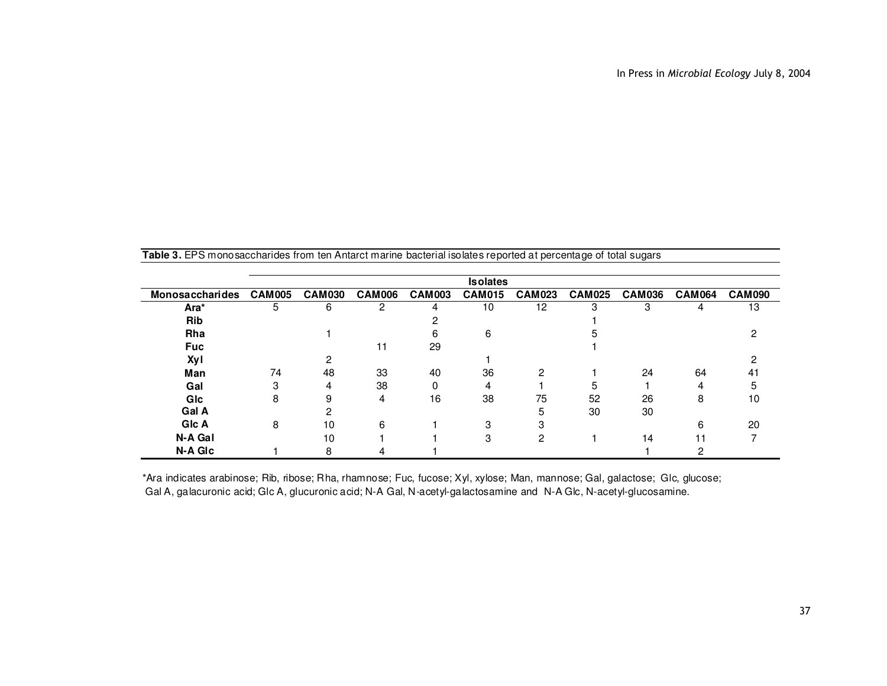**Table 3.** EPS monosaccharides from ten Antarct marine bacterial isolates reported at percentage of total sugars

| | Isolates | | | | | | | | | |
|---|---|---|---|---|---|---|---|---|---|---|
| **Monosaccharides** | **CAM005** | **CAM030** | **CAM006** | **CAM003** | **CAM015** | **CAM023** | **CAM025** | **CAM036** | **CAM064** | **CAM090** |
| **Ara*** | 5 | 6 | 2 | 4 | 10 | 12 | 3 | 3 | 4 | 13 |
| **Rib** | | | | 2 | | | 1 | | | |
| **Rha** | | 1 | | 6 | 6 | | 5 | | | 2 |
| **Fuc** | | | 11 | 29 | | | 1 | | | |
| **Xyl** | | 2 | | | 1 | | | | | 2 |
| **Man** | 74 | 48 | 33 | 40 | 36 | 2 | 1 | 24 | 64 | 41 |
| **Gal** | 3 | 4 | 38 | 0 | 4 | 1 | 5 | 1 | 4 | 5 |
| **Glc** | 8 | 9 | 4 | 16 | 38 | 75 | 52 | 26 | 8 | 10 |
| **Gal A** | | 2 | | | | 5 | 30 | 30 | | |
| **Glc A** | 8 | 10 | 6 | 1 | 3 | 3 | | | 6 | 20 |
| **N-A Gal** | | 10 | 1 | 1 | 3 | 2 | 1 | 14 | 11 | 7 |
| **N-A Glc** | 1 | 8 | 4 | 1 | | | | 1 | 2 | |

*Ara indicates arabinose; Rib, ribose; Rha, rhamnose; Fuc, fucose; Xyl, xylose; Man, mannose; Gal, galactose; Glc, glucose; Gal A, galacuronic acid; Glc A, glucuronic acid; N-A Gal, N-acetyl-galactosamine and N-A Glc, N-acetyl-glucosamine.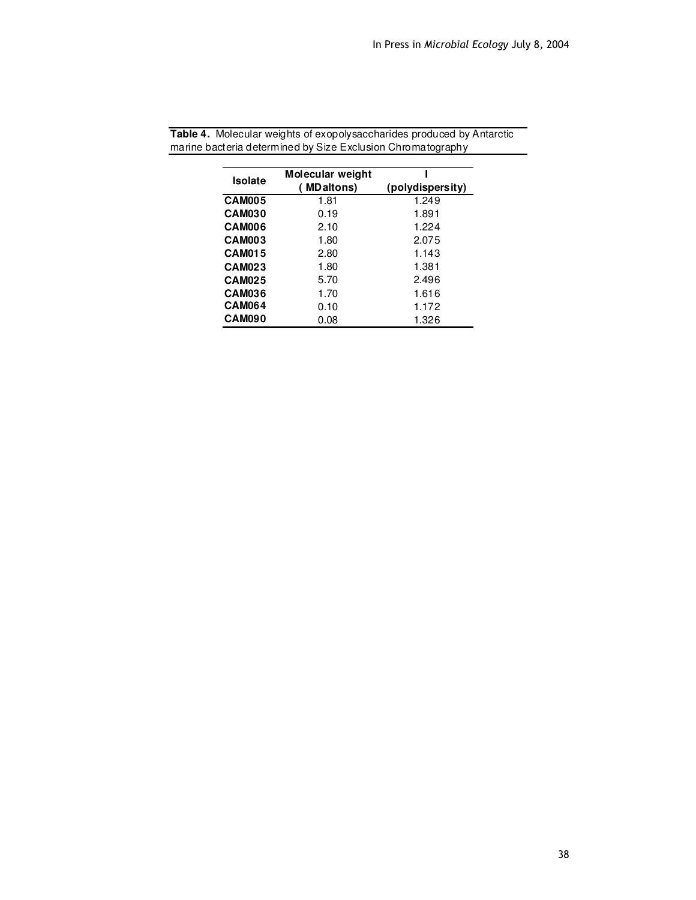**Table 4.** Molecular weights of exopolysaccharides produced by Antarctic marine bacteria determined by Size Exclusion Chromatography

| Isolate | Molecular weight ( MDaltons) | I (polydispersity) |
|---|---|---|
| **CAM005** | 1.81 | 1.249 |
| **CAM030** | 0.19 | 1.891 |
| **CAM006** | 2.10 | 1.224 |
| **CAM003** | 1.80 | 2.075 |
| **CAM015** | 2.80 | 1.143 |
| **CAM023** | 1.80 | 1.381 |
| **CAM025** | 5.70 | 2.496 |
| **CAM036** | 1.70 | 1.616 |
| **CAM064** | 0.10 | 1.172 |
| **CAM090** | 0.08 | 1.326 |